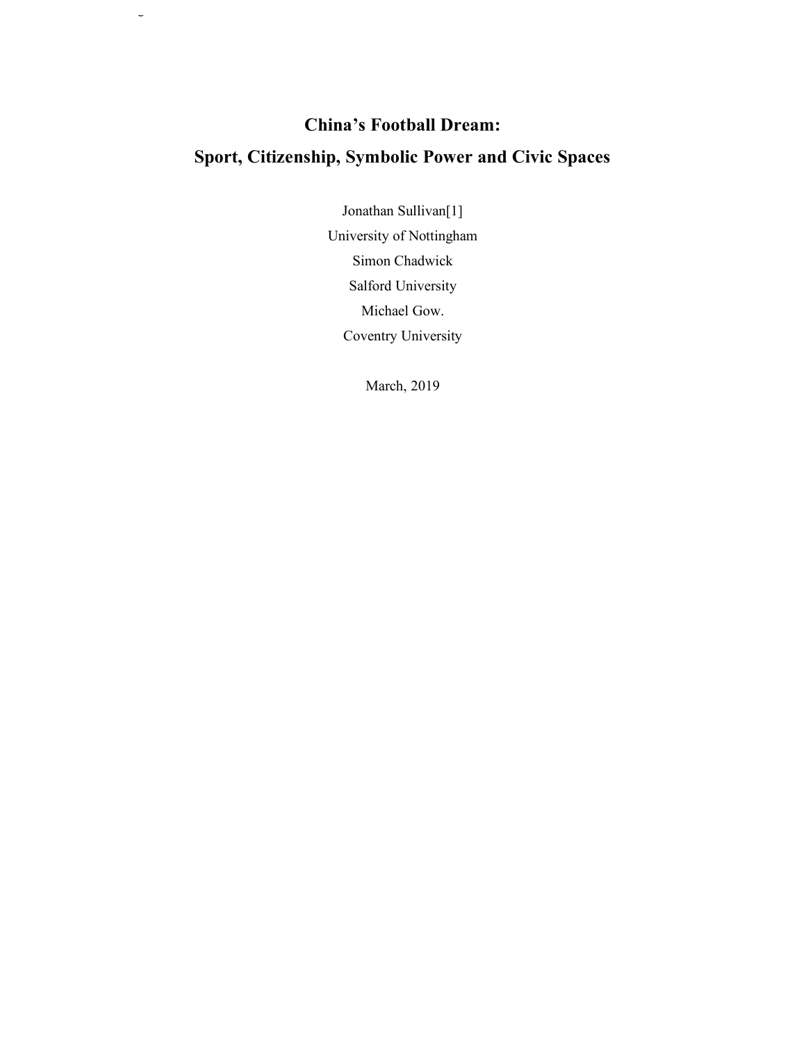# China's Football Dream:

# Sport, Citizenship, Symbolic Power and Civic Spaces

Jonathan Sullivan[1]

University of Nottingham

Simon Chadwick

Salford University

Michael Gow.

Coventry University

March, 2019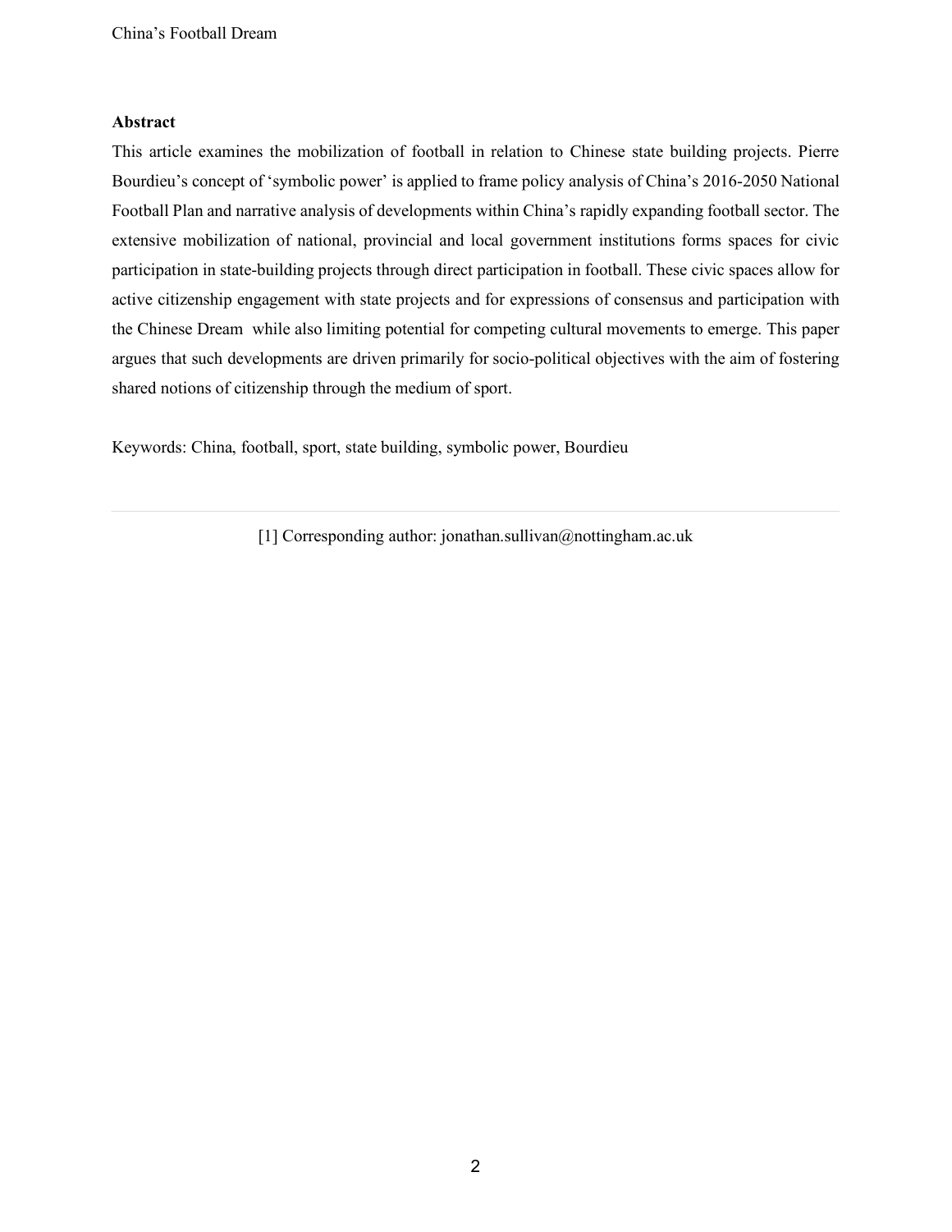**Abstract**

This article examines the mobilization of football in relation to Chinese state building projects. Pierre Bourdieu's concept of 'symbolic power' is applied to frame policy analysis of China's 2016-2050 National Football Plan and narrative analysis of developments within China's rapidly expanding football sector. The extensive mobilization of national, provincial and local government institutions forms spaces for civic participation in state-building projects through direct participation in football. These civic spaces allow for active citizenship engagement with state projects and for expressions of consensus and participation with the Chinese Dream while also limiting potential for competing cultural movements to emerge. This paper argues that such developments are driven primarily for socio-political objectives with the aim of fostering shared notions of citizenship through the medium of sport.

Keywords: China, football, sport, state building, symbolic power, Bourdieu

---

[1] Corresponding author: jonathan.sullivan@nottingham.ac.uk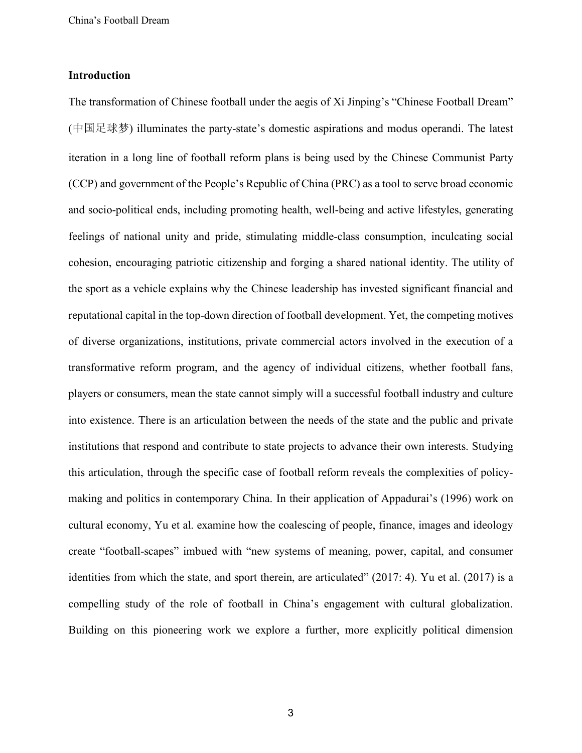## Introduction

The transformation of Chinese football under the aegis of Xi Jinping's "Chinese Football Dream" (中国足球梦) illuminates the party-state's domestic aspirations and modus operandi. The latest iteration in a long line of football reform plans is being used by the Chinese Communist Party (CCP) and government of the People's Republic of China (PRC) as a tool to serve broad economic and socio-political ends, including promoting health, well-being and active lifestyles, generating feelings of national unity and pride, stimulating middle-class consumption, inculcating social cohesion, encouraging patriotic citizenship and forging a shared national identity. The utility of the sport as a vehicle explains why the Chinese leadership has invested significant financial and reputational capital in the top-down direction of football development. Yet, the competing motives of diverse organizations, institutions, private commercial actors involved in the execution of a transformative reform program, and the agency of individual citizens, whether football fans, players or consumers, mean the state cannot simply will a successful football industry and culture into existence. There is an articulation between the needs of the state and the public and private institutions that respond and contribute to state projects to advance their own interests. Studying this articulation, through the specific case of football reform reveals the complexities of policy-making and politics in contemporary China. In their application of Appadurai's (1996) work on cultural economy, Yu et al. examine how the coalescing of people, finance, images and ideology create "football-scapes" imbued with "new systems of meaning, power, capital, and consumer identities from which the state, and sport therein, are articulated" (2017: 4). Yu et al. (2017) is a compelling study of the role of football in China's engagement with cultural globalization. Building on this pioneering work we explore a further, more explicitly political dimension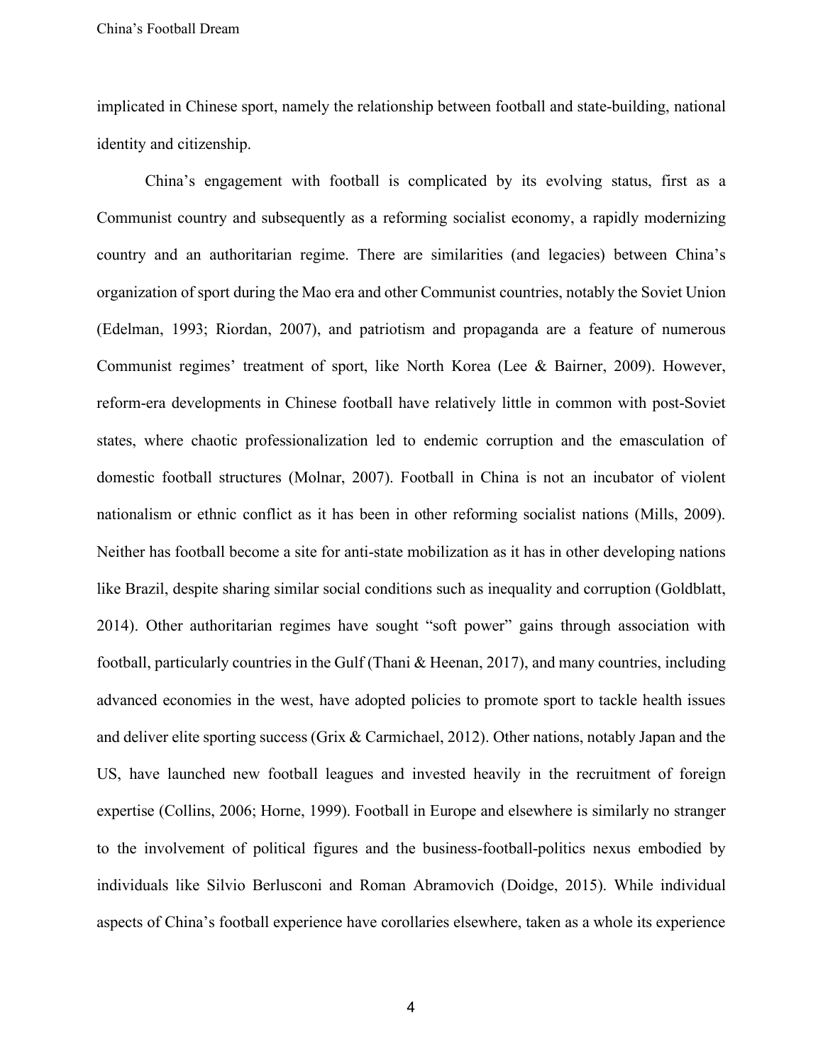implicated in Chinese sport, namely the relationship between football and state-building, national identity and citizenship.

China's engagement with football is complicated by its evolving status, first as a Communist country and subsequently as a reforming socialist economy, a rapidly modernizing country and an authoritarian regime. There are similarities (and legacies) between China's organization of sport during the Mao era and other Communist countries, notably the Soviet Union (Edelman, 1993; Riordan, 2007), and patriotism and propaganda are a feature of numerous Communist regimes' treatment of sport, like North Korea (Lee & Bairner, 2009). However, reform-era developments in Chinese football have relatively little in common with post-Soviet states, where chaotic professionalization led to endemic corruption and the emasculation of domestic football structures (Molnar, 2007). Football in China is not an incubator of violent nationalism or ethnic conflict as it has been in other reforming socialist nations (Mills, 2009). Neither has football become a site for anti-state mobilization as it has in other developing nations like Brazil, despite sharing similar social conditions such as inequality and corruption (Goldblatt, 2014). Other authoritarian regimes have sought "soft power" gains through association with football, particularly countries in the Gulf (Thani & Heenan, 2017), and many countries, including advanced economies in the west, have adopted policies to promote sport to tackle health issues and deliver elite sporting success (Grix & Carmichael, 2012). Other nations, notably Japan and the US, have launched new football leagues and invested heavily in the recruitment of foreign expertise (Collins, 2006; Horne, 1999). Football in Europe and elsewhere is similarly no stranger to the involvement of political figures and the business-football-politics nexus embodied by individuals like Silvio Berlusconi and Roman Abramovich (Doidge, 2015). While individual aspects of China's football experience have corollaries elsewhere, taken as a whole its experience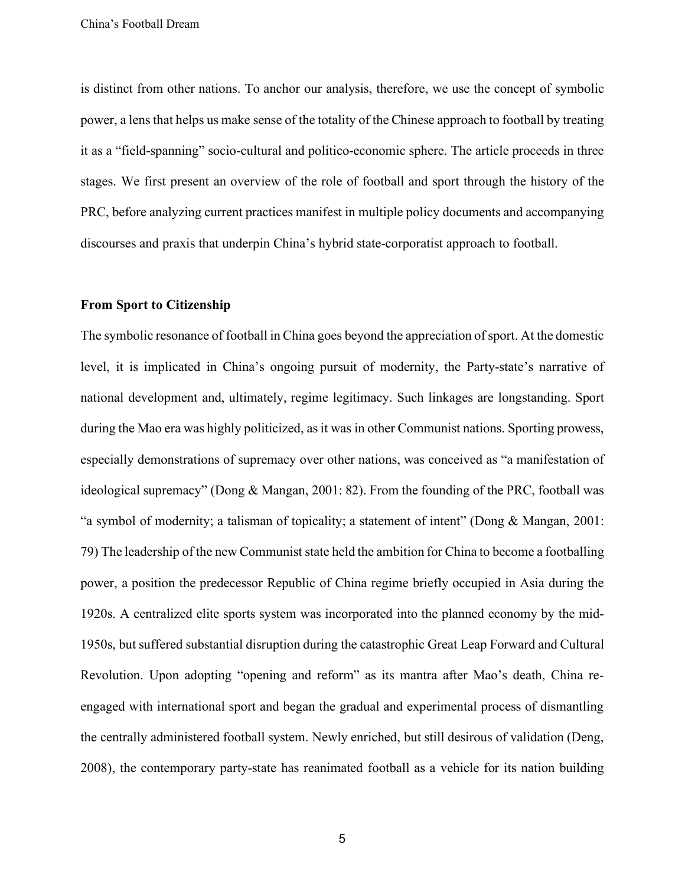is distinct from other nations. To anchor our analysis, therefore, we use the concept of symbolic power, a lens that helps us make sense of the totality of the Chinese approach to football by treating it as a "field-spanning" socio-cultural and politico-economic sphere. The article proceeds in three stages. We first present an overview of the role of football and sport through the history of the PRC, before analyzing current practices manifest in multiple policy documents and accompanying discourses and praxis that underpin China's hybrid state-corporatist approach to football.

## From Sport to Citizenship

The symbolic resonance of football in China goes beyond the appreciation of sport. At the domestic level, it is implicated in China's ongoing pursuit of modernity, the Party-state's narrative of national development and, ultimately, regime legitimacy. Such linkages are longstanding. Sport during the Mao era was highly politicized, as it was in other Communist nations. Sporting prowess, especially demonstrations of supremacy over other nations, was conceived as "a manifestation of ideological supremacy" (Dong & Mangan, 2001: 82). From the founding of the PRC, football was "a symbol of modernity; a talisman of topicality; a statement of intent" (Dong & Mangan, 2001: 79) The leadership of the new Communist state held the ambition for China to become a footballing power, a position the predecessor Republic of China regime briefly occupied in Asia during the 1920s. A centralized elite sports system was incorporated into the planned economy by the mid-1950s, but suffered substantial disruption during the catastrophic Great Leap Forward and Cultural Revolution. Upon adopting "opening and reform" as its mantra after Mao's death, China re-engaged with international sport and began the gradual and experimental process of dismantling the centrally administered football system. Newly enriched, but still desirous of validation (Deng, 2008), the contemporary party-state has reanimated football as a vehicle for its nation building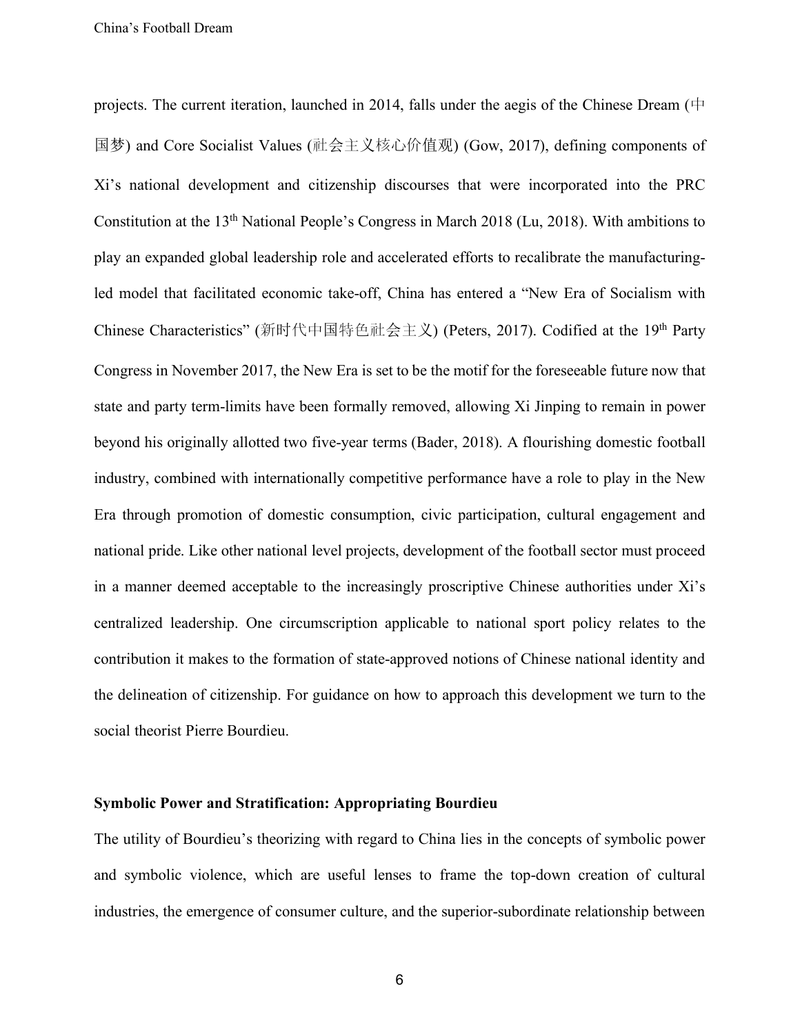projects. The current iteration, launched in 2014, falls under the aegis of the Chinese Dream (中国梦) and Core Socialist Values (社会主义核心价值观) (Gow, 2017), defining components of Xi's national development and citizenship discourses that were incorporated into the PRC Constitution at the 13th National People's Congress in March 2018 (Lu, 2018). With ambitions to play an expanded global leadership role and accelerated efforts to recalibrate the manufacturing-led model that facilitated economic take-off, China has entered a "New Era of Socialism with Chinese Characteristics" (新时代中国特色社会主义) (Peters, 2017). Codified at the 19th Party Congress in November 2017, the New Era is set to be the motif for the foreseeable future now that state and party term-limits have been formally removed, allowing Xi Jinping to remain in power beyond his originally allotted two five-year terms (Bader, 2018). A flourishing domestic football industry, combined with internationally competitive performance have a role to play in the New Era through promotion of domestic consumption, civic participation, cultural engagement and national pride. Like other national level projects, development of the football sector must proceed in a manner deemed acceptable to the increasingly proscriptive Chinese authorities under Xi's centralized leadership. One circumscription applicable to national sport policy relates to the contribution it makes to the formation of state-approved notions of Chinese national identity and the delineation of citizenship. For guidance on how to approach this development we turn to the social theorist Pierre Bourdieu.

## Symbolic Power and Stratification: Appropriating Bourdieu

The utility of Bourdieu's theorizing with regard to China lies in the concepts of symbolic power and symbolic violence, which are useful lenses to frame the top-down creation of cultural industries, the emergence of consumer culture, and the superior-subordinate relationship between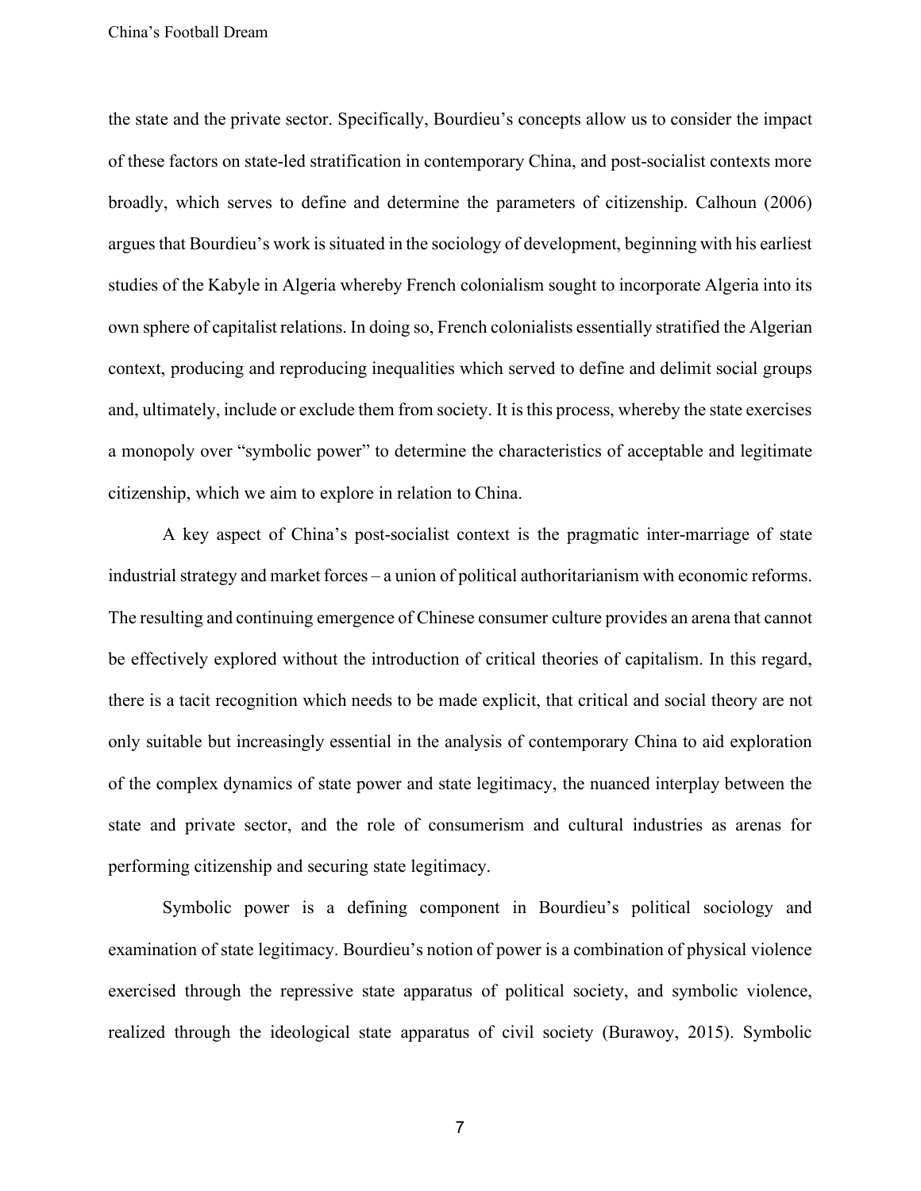the state and the private sector. Specifically, Bourdieu's concepts allow us to consider the impact of these factors on state-led stratification in contemporary China, and post-socialist contexts more broadly, which serves to define and determine the parameters of citizenship. Calhoun (2006) argues that Bourdieu's work is situated in the sociology of development, beginning with his earliest studies of the Kabyle in Algeria whereby French colonialism sought to incorporate Algeria into its own sphere of capitalist relations. In doing so, French colonialists essentially stratified the Algerian context, producing and reproducing inequalities which served to define and delimit social groups and, ultimately, include or exclude them from society. It is this process, whereby the state exercises a monopoly over "symbolic power" to determine the characteristics of acceptable and legitimate citizenship, which we aim to explore in relation to China.

A key aspect of China's post-socialist context is the pragmatic inter-marriage of state industrial strategy and market forces – a union of political authoritarianism with economic reforms. The resulting and continuing emergence of Chinese consumer culture provides an arena that cannot be effectively explored without the introduction of critical theories of capitalism. In this regard, there is a tacit recognition which needs to be made explicit, that critical and social theory are not only suitable but increasingly essential in the analysis of contemporary China to aid exploration of the complex dynamics of state power and state legitimacy, the nuanced interplay between the state and private sector, and the role of consumerism and cultural industries as arenas for performing citizenship and securing state legitimacy.

Symbolic power is a defining component in Bourdieu's political sociology and examination of state legitimacy. Bourdieu's notion of power is a combination of physical violence exercised through the repressive state apparatus of political society, and symbolic violence, realized through the ideological state apparatus of civil society (Burawoy, 2015). Symbolic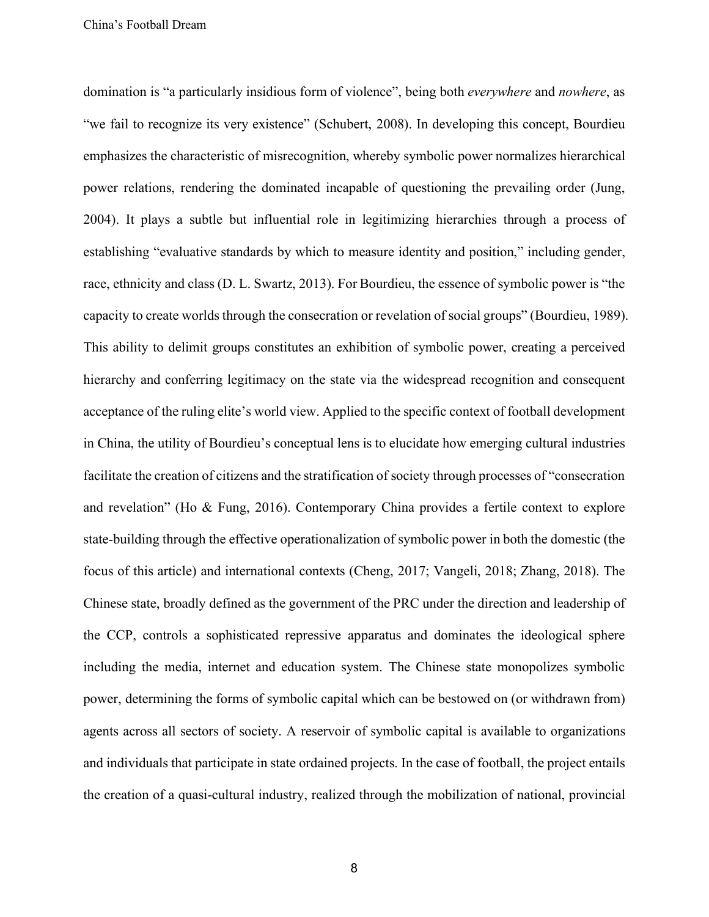domination is “a particularly insidious form of violence”, being both *everywhere* and *nowhere*, as “we fail to recognize its very existence” (Schubert, 2008). In developing this concept, Bourdieu emphasizes the characteristic of misrecognition, whereby symbolic power normalizes hierarchical power relations, rendering the dominated incapable of questioning the prevailing order (Jung, 2004). It plays a subtle but influential role in legitimizing hierarchies through a process of establishing “evaluative standards by which to measure identity and position,” including gender, race, ethnicity and class (D. L. Swartz, 2013). For Bourdieu, the essence of symbolic power is “the capacity to create worlds through the consecration or revelation of social groups” (Bourdieu, 1989). This ability to delimit groups constitutes an exhibition of symbolic power, creating a perceived hierarchy and conferring legitimacy on the state via the widespread recognition and consequent acceptance of the ruling elite’s world view. Applied to the specific context of football development in China, the utility of Bourdieu’s conceptual lens is to elucidate how emerging cultural industries facilitate the creation of citizens and the stratification of society through processes of “consecration and revelation” (Ho & Fung, 2016). Contemporary China provides a fertile context to explore state-building through the effective operationalization of symbolic power in both the domestic (the focus of this article) and international contexts (Cheng, 2017; Vangeli, 2018; Zhang, 2018). The Chinese state, broadly defined as the government of the PRC under the direction and leadership of the CCP, controls a sophisticated repressive apparatus and dominates the ideological sphere including the media, internet and education system. The Chinese state monopolizes symbolic power, determining the forms of symbolic capital which can be bestowed on (or withdrawn from) agents across all sectors of society. A reservoir of symbolic capital is available to organizations and individuals that participate in state ordained projects. In the case of football, the project entails the creation of a quasi-cultural industry, realized through the mobilization of national, provincial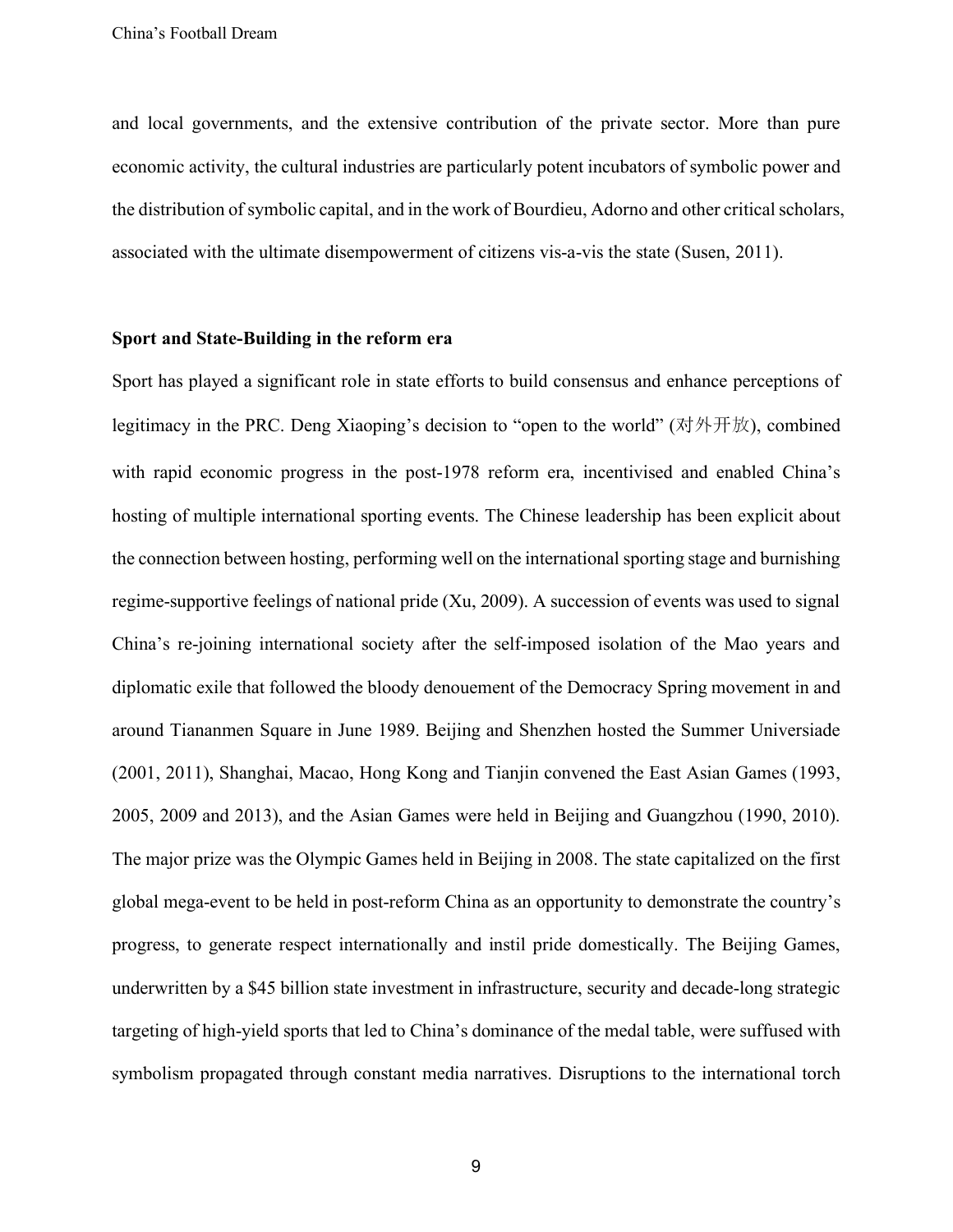and local governments, and the extensive contribution of the private sector. More than pure economic activity, the cultural industries are particularly potent incubators of symbolic power and the distribution of symbolic capital, and in the work of Bourdieu, Adorno and other critical scholars, associated with the ultimate disempowerment of citizens vis-a-vis the state (Susen, 2011).

## Sport and State-Building in the reform era

Sport has played a significant role in state efforts to build consensus and enhance perceptions of legitimacy in the PRC. Deng Xiaoping's decision to "open to the world" (对外开放), combined with rapid economic progress in the post-1978 reform era, incentivised and enabled China's hosting of multiple international sporting events. The Chinese leadership has been explicit about the connection between hosting, performing well on the international sporting stage and burnishing regime-supportive feelings of national pride (Xu, 2009). A succession of events was used to signal China's re-joining international society after the self-imposed isolation of the Mao years and diplomatic exile that followed the bloody denouement of the Democracy Spring movement in and around Tiananmen Square in June 1989. Beijing and Shenzhen hosted the Summer Universiade (2001, 2011), Shanghai, Macao, Hong Kong and Tianjin convened the East Asian Games (1993, 2005, 2009 and 2013), and the Asian Games were held in Beijing and Guangzhou (1990, 2010). The major prize was the Olympic Games held in Beijing in 2008. The state capitalized on the first global mega-event to be held in post-reform China as an opportunity to demonstrate the country's progress, to generate respect internationally and instil pride domestically. The Beijing Games, underwritten by a $45 billion state investment in infrastructure, security and decade-long strategic targeting of high-yield sports that led to China's dominance of the medal table, were suffused with symbolism propagated through constant media narratives. Disruptions to the international torch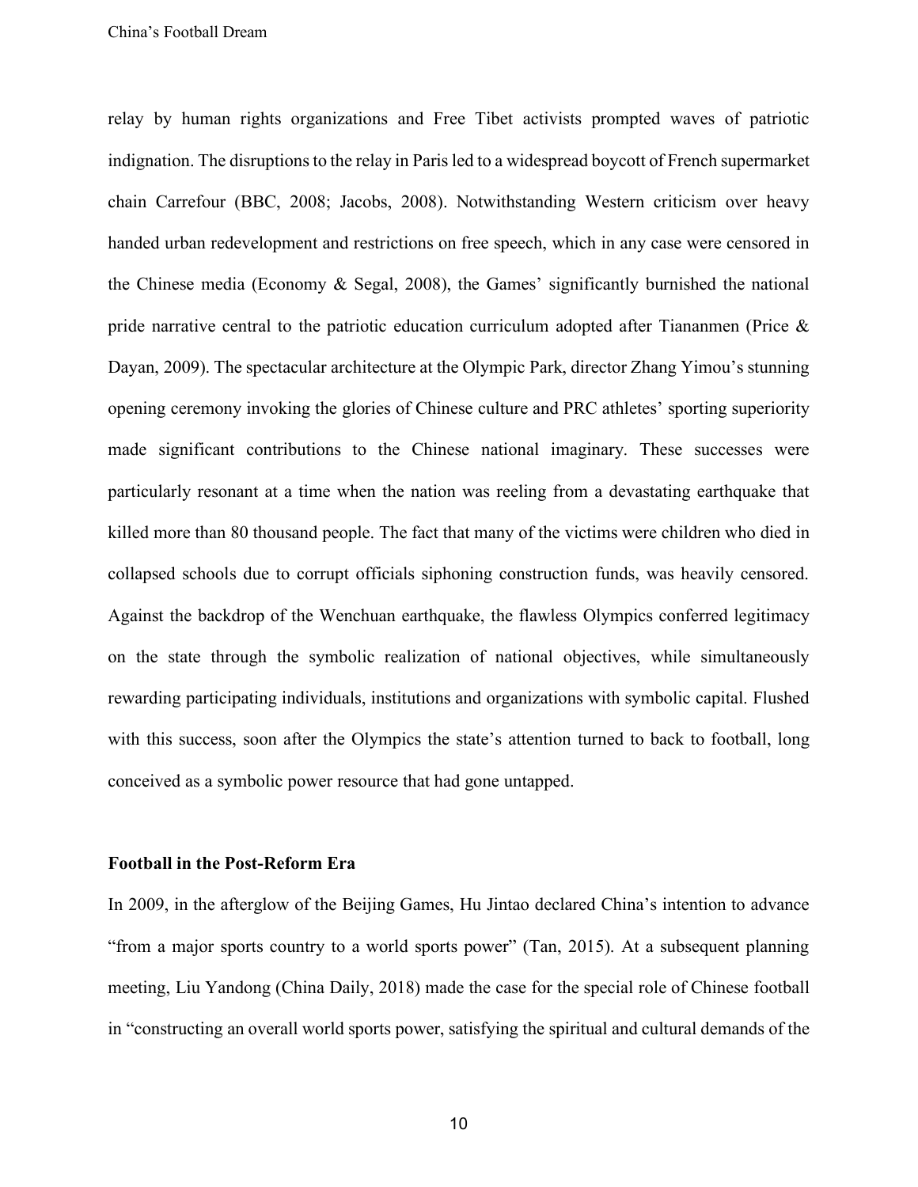relay by human rights organizations and Free Tibet activists prompted waves of patriotic indignation. The disruptions to the relay in Paris led to a widespread boycott of French supermarket chain Carrefour (BBC, 2008; Jacobs, 2008). Notwithstanding Western criticism over heavy handed urban redevelopment and restrictions on free speech, which in any case were censored in the Chinese media (Economy & Segal, 2008), the Games' significantly burnished the national pride narrative central to the patriotic education curriculum adopted after Tiananmen (Price & Dayan, 2009). The spectacular architecture at the Olympic Park, director Zhang Yimou's stunning opening ceremony invoking the glories of Chinese culture and PRC athletes' sporting superiority made significant contributions to the Chinese national imaginary. These successes were particularly resonant at a time when the nation was reeling from a devastating earthquake that killed more than 80 thousand people. The fact that many of the victims were children who died in collapsed schools due to corrupt officials siphoning construction funds, was heavily censored. Against the backdrop of the Wenchuan earthquake, the flawless Olympics conferred legitimacy on the state through the symbolic realization of national objectives, while simultaneously rewarding participating individuals, institutions and organizations with symbolic capital. Flushed with this success, soon after the Olympics the state's attention turned to back to football, long conceived as a symbolic power resource that had gone untapped.

**Football in the Post-Reform Era**

In 2009, in the afterglow of the Beijing Games, Hu Jintao declared China's intention to advance "from a major sports country to a world sports power" (Tan, 2015). At a subsequent planning meeting, Liu Yandong (China Daily, 2018) made the case for the special role of Chinese football in "constructing an overall world sports power, satisfying the spiritual and cultural demands of the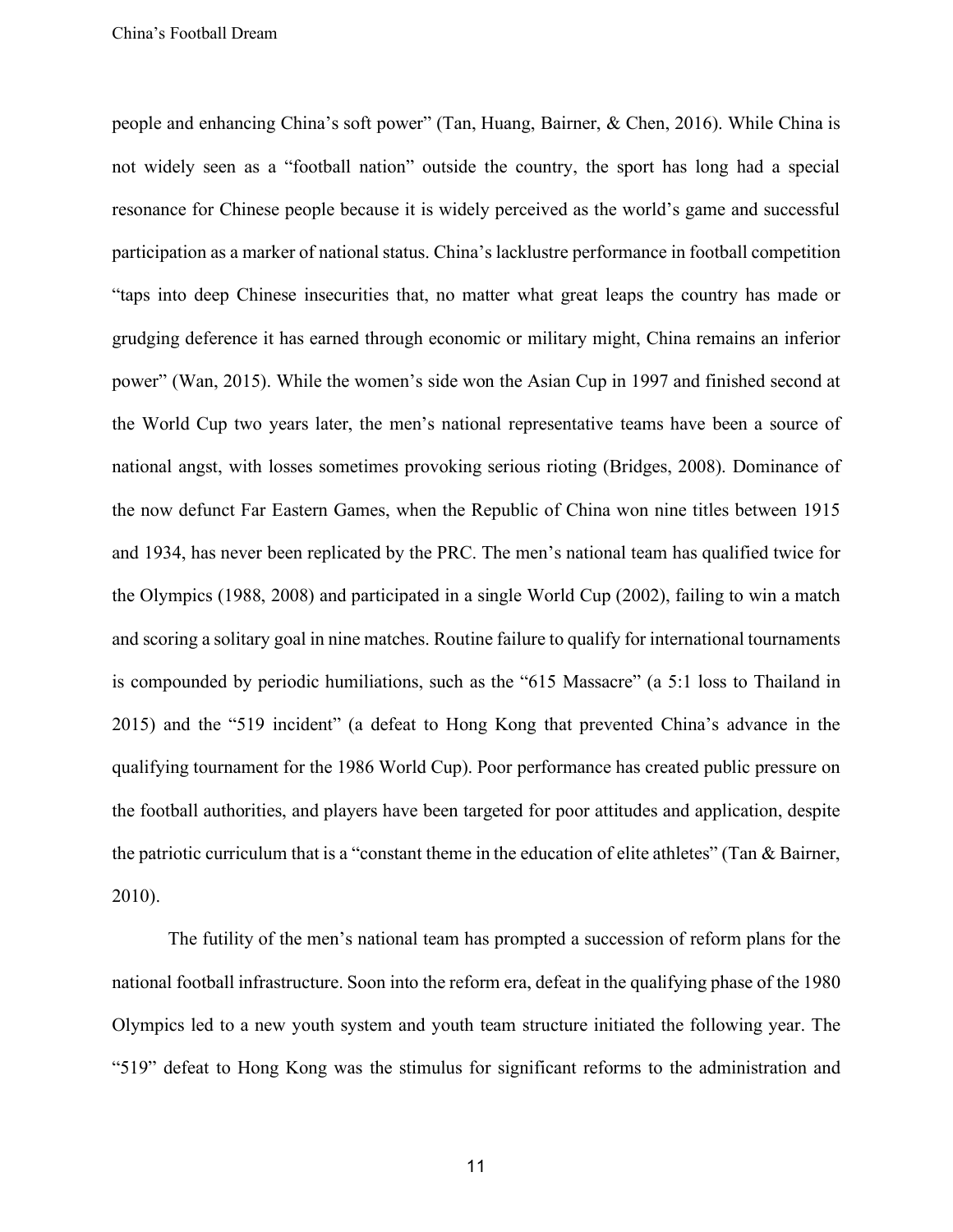people and enhancing China's soft power" (Tan, Huang, Bairner, & Chen, 2016). While China is not widely seen as a "football nation" outside the country, the sport has long had a special resonance for Chinese people because it is widely perceived as the world's game and successful participation as a marker of national status. China's lacklustre performance in football competition "taps into deep Chinese insecurities that, no matter what great leaps the country has made or grudging deference it has earned through economic or military might, China remains an inferior power" (Wan, 2015). While the women's side won the Asian Cup in 1997 and finished second at the World Cup two years later, the men's national representative teams have been a source of national angst, with losses sometimes provoking serious rioting (Bridges, 2008). Dominance of the now defunct Far Eastern Games, when the Republic of China won nine titles between 1915 and 1934, has never been replicated by the PRC. The men's national team has qualified twice for the Olympics (1988, 2008) and participated in a single World Cup (2002), failing to win a match and scoring a solitary goal in nine matches. Routine failure to qualify for international tournaments is compounded by periodic humiliations, such as the "615 Massacre" (a 5:1 loss to Thailand in 2015) and the "519 incident" (a defeat to Hong Kong that prevented China's advance in the qualifying tournament for the 1986 World Cup). Poor performance has created public pressure on the football authorities, and players have been targeted for poor attitudes and application, despite the patriotic curriculum that is a "constant theme in the education of elite athletes" (Tan & Bairner, 2010).

The futility of the men's national team has prompted a succession of reform plans for the national football infrastructure. Soon into the reform era, defeat in the qualifying phase of the 1980 Olympics led to a new youth system and youth team structure initiated the following year. The "519" defeat to Hong Kong was the stimulus for significant reforms to the administration and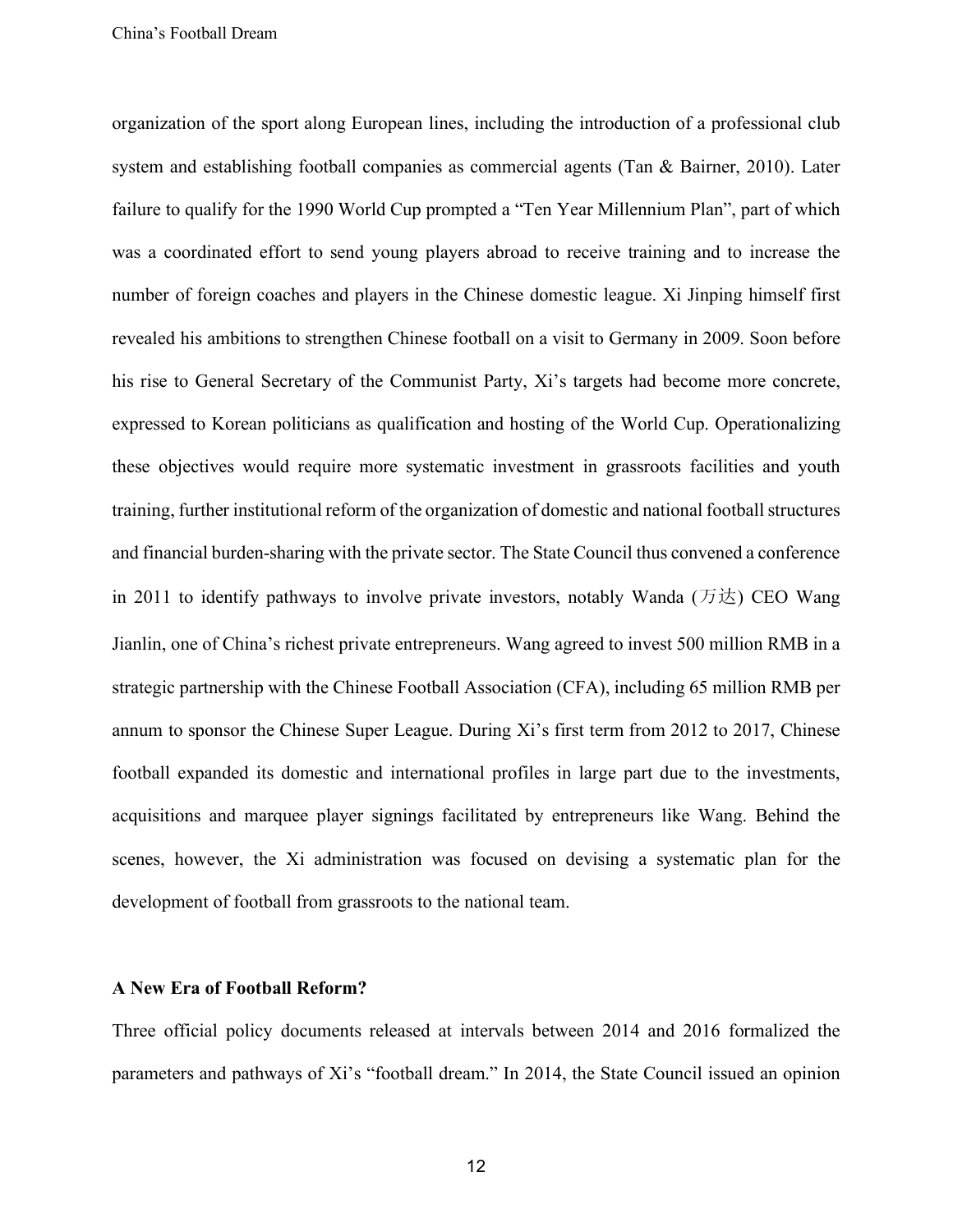organization of the sport along European lines, including the introduction of a professional club system and establishing football companies as commercial agents (Tan & Bairner, 2010). Later failure to qualify for the 1990 World Cup prompted a "Ten Year Millennium Plan", part of which was a coordinated effort to send young players abroad to receive training and to increase the number of foreign coaches and players in the Chinese domestic league. Xi Jinping himself first revealed his ambitions to strengthen Chinese football on a visit to Germany in 2009. Soon before his rise to General Secretary of the Communist Party, Xi's targets had become more concrete, expressed to Korean politicians as qualification and hosting of the World Cup. Operationalizing these objectives would require more systematic investment in grassroots facilities and youth training, further institutional reform of the organization of domestic and national football structures and financial burden-sharing with the private sector. The State Council thus convened a conference in 2011 to identify pathways to involve private investors, notably Wanda (万达) CEO Wang Jianlin, one of China's richest private entrepreneurs. Wang agreed to invest 500 million RMB in a strategic partnership with the Chinese Football Association (CFA), including 65 million RMB per annum to sponsor the Chinese Super League. During Xi's first term from 2012 to 2017, Chinese football expanded its domestic and international profiles in large part due to the investments, acquisitions and marquee player signings facilitated by entrepreneurs like Wang. Behind the scenes, however, the Xi administration was focused on devising a systematic plan for the development of football from grassroots to the national team.

**A New Era of Football Reform?**

Three official policy documents released at intervals between 2014 and 2016 formalized the parameters and pathways of Xi's "football dream." In 2014, the State Council issued an opinion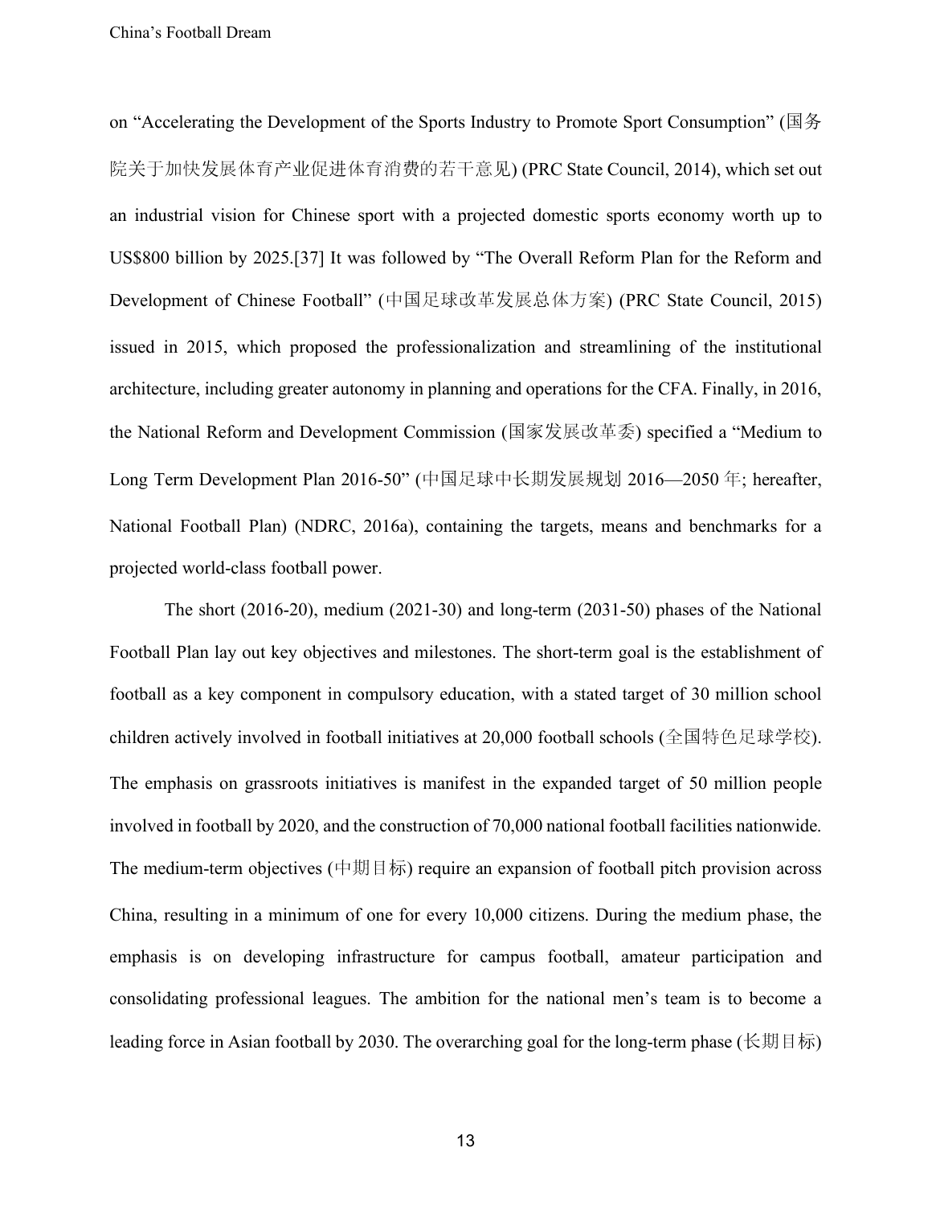on "Accelerating the Development of the Sports Industry to Promote Sport Consumption" (国务院关于加快发展体育产业促进体育消费的若干意见) (PRC State Council, 2014), which set out an industrial vision for Chinese sport with a projected domestic sports economy worth up to US$800 billion by 2025.[37] It was followed by "The Overall Reform Plan for the Reform and Development of Chinese Football" (中国足球改革发展总体方案) (PRC State Council, 2015) issued in 2015, which proposed the professionalization and streamlining of the institutional architecture, including greater autonomy in planning and operations for the CFA. Finally, in 2016, the National Reform and Development Commission (国家发展改革委) specified a "Medium to Long Term Development Plan 2016-50" (中国足球中长期发展规划 2016—2050 年; hereafter, National Football Plan) (NDRC, 2016a), containing the targets, means and benchmarks for a projected world-class football power.

The short (2016-20), medium (2021-30) and long-term (2031-50) phases of the National Football Plan lay out key objectives and milestones. The short-term goal is the establishment of football as a key component in compulsory education, with a stated target of 30 million school children actively involved in football initiatives at 20,000 football schools (全国特色足球学校). The emphasis on grassroots initiatives is manifest in the expanded target of 50 million people involved in football by 2020, and the construction of 70,000 national football facilities nationwide. The medium-term objectives (中期目标) require an expansion of football pitch provision across China, resulting in a minimum of one for every 10,000 citizens. During the medium phase, the emphasis is on developing infrastructure for campus football, amateur participation and consolidating professional leagues. The ambition for the national men's team is to become a leading force in Asian football by 2030. The overarching goal for the long-term phase (长期目标)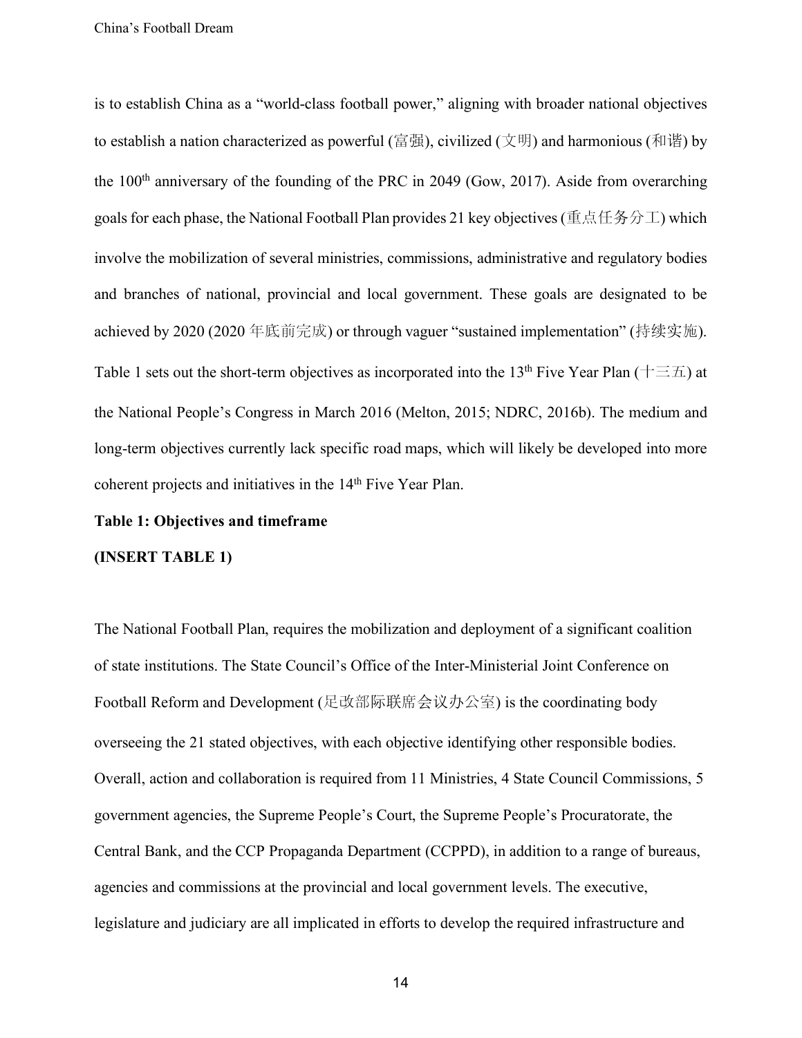is to establish China as a "world-class football power," aligning with broader national objectives to establish a nation characterized as powerful (富强), civilized (文明) and harmonious (和谐) by the 100th anniversary of the founding of the PRC in 2049 (Gow, 2017). Aside from overarching goals for each phase, the National Football Plan provides 21 key objectives (重点任务分工) which involve the mobilization of several ministries, commissions, administrative and regulatory bodies and branches of national, provincial and local government. These goals are designated to be achieved by 2020 (2020 年底前完成) or through vaguer "sustained implementation" (持续实施). Table 1 sets out the short-term objectives as incorporated into the 13th Five Year Plan (十三五) at the National People's Congress in March 2016 (Melton, 2015; NDRC, 2016b). The medium and long-term objectives currently lack specific road maps, which will likely be developed into more coherent projects and initiatives in the 14th Five Year Plan.

**Table 1: Objectives and timeframe**

**(INSERT TABLE 1)**

The National Football Plan, requires the mobilization and deployment of a significant coalition of state institutions. The State Council's Office of the Inter-Ministerial Joint Conference on Football Reform and Development (足改部际联席会议办公室) is the coordinating body overseeing the 21 stated objectives, with each objective identifying other responsible bodies. Overall, action and collaboration is required from 11 Ministries, 4 State Council Commissions, 5 government agencies, the Supreme People's Court, the Supreme People's Procuratorate, the Central Bank, and the CCP Propaganda Department (CCPPD), in addition to a range of bureaus, agencies and commissions at the provincial and local government levels. The executive, legislature and judiciary are all implicated in efforts to develop the required infrastructure and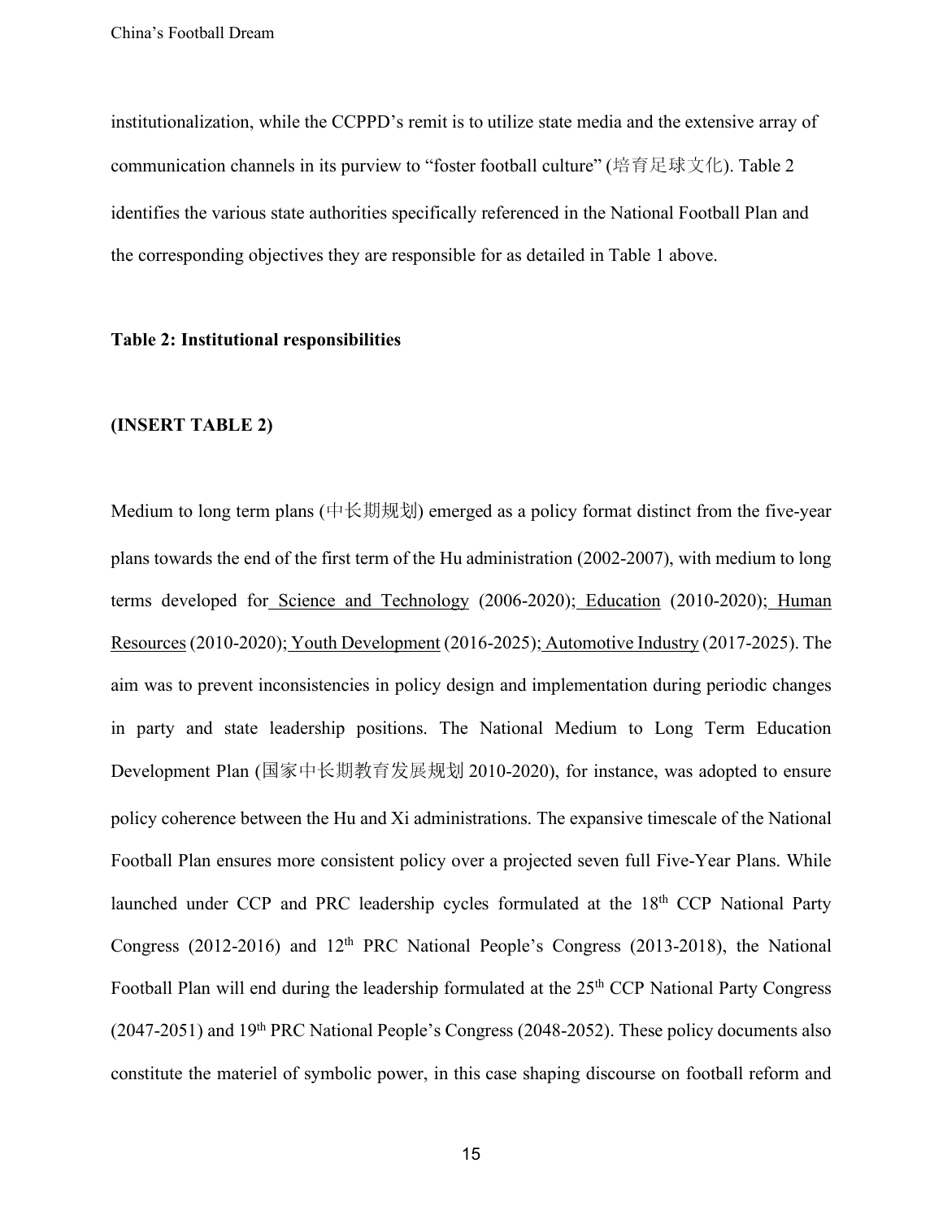institutionalization, while the CCPPD's remit is to utilize state media and the extensive array of communication channels in its purview to "foster football culture" (培育足球文化). Table 2 identifies the various state authorities specifically referenced in the National Football Plan and the corresponding objectives they are responsible for as detailed in Table 1 above.

**Table 2: Institutional responsibilities**

**(INSERT TABLE 2)**

Medium to long term plans (中长期规划) emerged as a policy format distinct from the five-year plans towards the end of the first term of the Hu administration (2002-2007), with medium to long terms developed for Science and Technology (2006-2020); Education (2010-2020); Human Resources (2010-2020); Youth Development (2016-2025); Automotive Industry (2017-2025). The aim was to prevent inconsistencies in policy design and implementation during periodic changes in party and state leadership positions. The National Medium to Long Term Education Development Plan (国家中长期教育发展规划 2010-2020), for instance, was adopted to ensure policy coherence between the Hu and Xi administrations. The expansive timescale of the National Football Plan ensures more consistent policy over a projected seven full Five-Year Plans. While launched under CCP and PRC leadership cycles formulated at the 18th CCP National Party Congress (2012-2016) and 12th PRC National People's Congress (2013-2018), the National Football Plan will end during the leadership formulated at the 25th CCP National Party Congress (2047-2051) and 19th PRC National People's Congress (2048-2052). These policy documents also constitute the materiel of symbolic power, in this case shaping discourse on football reform and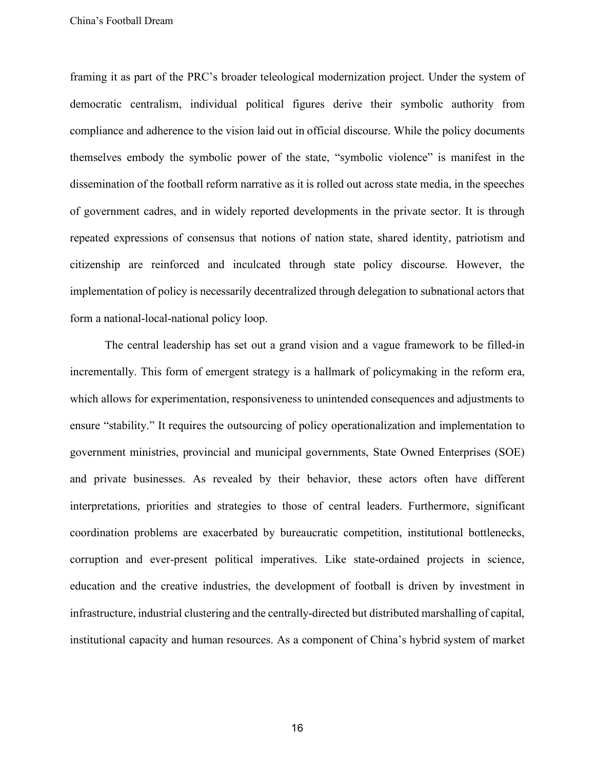framing it as part of the PRC's broader teleological modernization project. Under the system of democratic centralism, individual political figures derive their symbolic authority from compliance and adherence to the vision laid out in official discourse. While the policy documents themselves embody the symbolic power of the state, "symbolic violence" is manifest in the dissemination of the football reform narrative as it is rolled out across state media, in the speeches of government cadres, and in widely reported developments in the private sector. It is through repeated expressions of consensus that notions of nation state, shared identity, patriotism and citizenship are reinforced and inculcated through state policy discourse. However, the implementation of policy is necessarily decentralized through delegation to subnational actors that form a national-local-national policy loop.

The central leadership has set out a grand vision and a vague framework to be filled-in incrementally. This form of emergent strategy is a hallmark of policymaking in the reform era, which allows for experimentation, responsiveness to unintended consequences and adjustments to ensure "stability." It requires the outsourcing of policy operationalization and implementation to government ministries, provincial and municipal governments, State Owned Enterprises (SOE) and private businesses. As revealed by their behavior, these actors often have different interpretations, priorities and strategies to those of central leaders. Furthermore, significant coordination problems are exacerbated by bureaucratic competition, institutional bottlenecks, corruption and ever-present political imperatives. Like state-ordained projects in science, education and the creative industries, the development of football is driven by investment in infrastructure, industrial clustering and the centrally-directed but distributed marshalling of capital, institutional capacity and human resources. As a component of China's hybrid system of market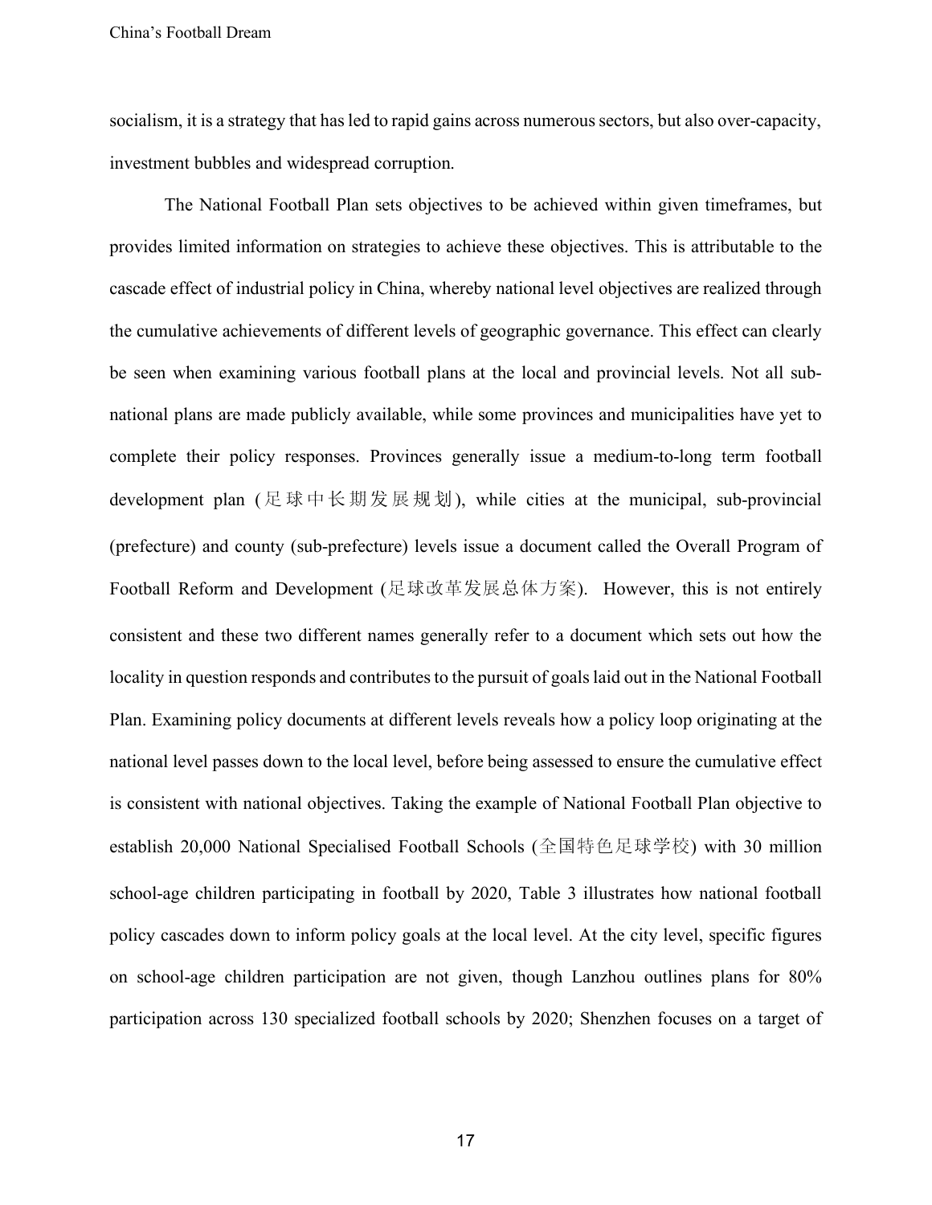socialism, it is a strategy that has led to rapid gains across numerous sectors, but also over-capacity, investment bubbles and widespread corruption.

The National Football Plan sets objectives to be achieved within given timeframes, but provides limited information on strategies to achieve these objectives. This is attributable to the cascade effect of industrial policy in China, whereby national level objectives are realized through the cumulative achievements of different levels of geographic governance. This effect can clearly be seen when examining various football plans at the local and provincial levels. Not all sub-national plans are made publicly available, while some provinces and municipalities have yet to complete their policy responses. Provinces generally issue a medium-to-long term football development plan (足球中长期发展规划), while cities at the municipal, sub-provincial (prefecture) and county (sub-prefecture) levels issue a document called the Overall Program of Football Reform and Development (足球改革发展总体方案). However, this is not entirely consistent and these two different names generally refer to a document which sets out how the locality in question responds and contributes to the pursuit of goals laid out in the National Football Plan. Examining policy documents at different levels reveals how a policy loop originating at the national level passes down to the local level, before being assessed to ensure the cumulative effect is consistent with national objectives. Taking the example of National Football Plan objective to establish 20,000 National Specialised Football Schools (全国特色足球学校) with 30 million school-age children participating in football by 2020, Table 3 illustrates how national football policy cascades down to inform policy goals at the local level. At the city level, specific figures on school-age children participation are not given, though Lanzhou outlines plans for 80% participation across 130 specialized football schools by 2020; Shenzhen focuses on a target of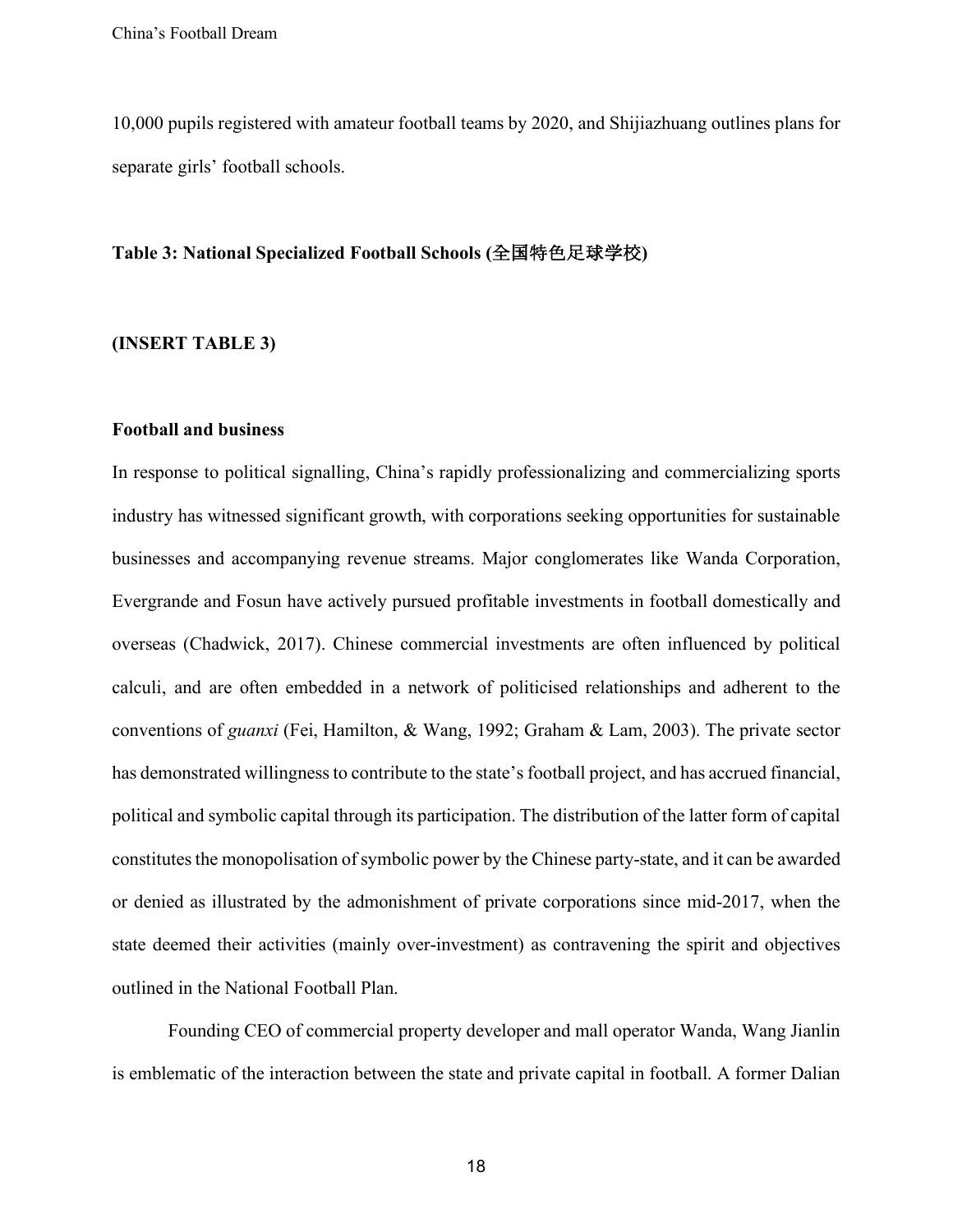10,000 pupils registered with amateur football teams by 2020, and Shijiazhuang outlines plans for separate girls' football schools.

**Table 3: National Specialized Football Schools (全国特色足球学校)**

**(INSERT TABLE 3)**

**Football and business**

In response to political signalling, China's rapidly professionalizing and commercializing sports industry has witnessed significant growth, with corporations seeking opportunities for sustainable businesses and accompanying revenue streams. Major conglomerates like Wanda Corporation, Evergrande and Fosun have actively pursued profitable investments in football domestically and overseas (Chadwick, 2017). Chinese commercial investments are often influenced by political calculi, and are often embedded in a network of politicised relationships and adherent to the conventions of *guanxi* (Fei, Hamilton, & Wang, 1992; Graham & Lam, 2003). The private sector has demonstrated willingness to contribute to the state's football project, and has accrued financial, political and symbolic capital through its participation. The distribution of the latter form of capital constitutes the monopolisation of symbolic power by the Chinese party-state, and it can be awarded or denied as illustrated by the admonishment of private corporations since mid-2017, when the state deemed their activities (mainly over-investment) as contravening the spirit and objectives outlined in the National Football Plan.

Founding CEO of commercial property developer and mall operator Wanda, Wang Jianlin is emblematic of the interaction between the state and private capital in football. A former Dalian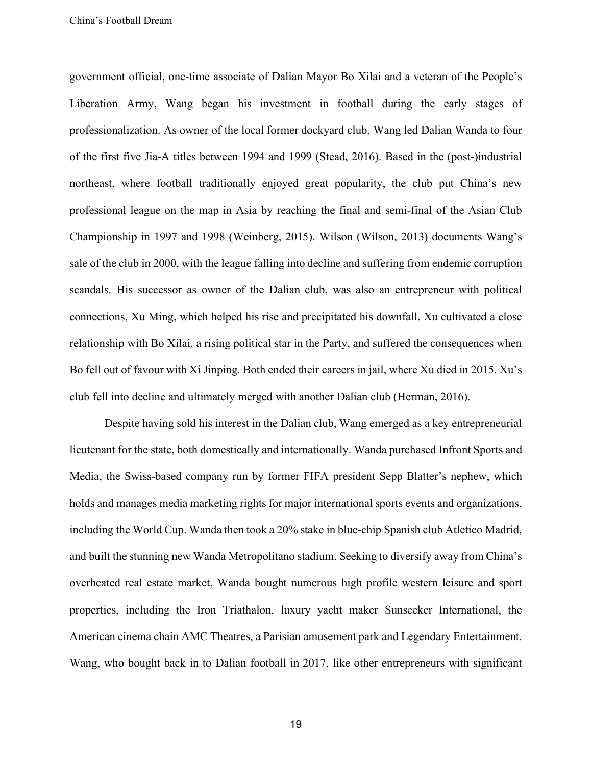government official, one-time associate of Dalian Mayor Bo Xilai and a veteran of the People's Liberation Army, Wang began his investment in football during the early stages of professionalization. As owner of the local former dockyard club, Wang led Dalian Wanda to four of the first five Jia-A titles between 1994 and 1999 (Stead, 2016). Based in the (post-)industrial northeast, where football traditionally enjoyed great popularity, the club put China's new professional league on the map in Asia by reaching the final and semi-final of the Asian Club Championship in 1997 and 1998 (Weinberg, 2015). Wilson (Wilson, 2013) documents Wang's sale of the club in 2000, with the league falling into decline and suffering from endemic corruption scandals. His successor as owner of the Dalian club, was also an entrepreneur with political connections, Xu Ming, which helped his rise and precipitated his downfall. Xu cultivated a close relationship with Bo Xilai, a rising political star in the Party, and suffered the consequences when Bo fell out of favour with Xi Jinping. Both ended their careers in jail, where Xu died in 2015. Xu's club fell into decline and ultimately merged with another Dalian club (Herman, 2016).

Despite having sold his interest in the Dalian club, Wang emerged as a key entrepreneurial lieutenant for the state, both domestically and internationally. Wanda purchased Infront Sports and Media, the Swiss-based company run by former FIFA president Sepp Blatter's nephew, which holds and manages media marketing rights for major international sports events and organizations, including the World Cup. Wanda then took a 20% stake in blue-chip Spanish club Atletico Madrid, and built the stunning new Wanda Metropolitano stadium. Seeking to diversify away from China's overheated real estate market, Wanda bought numerous high profile western leisure and sport properties, including the Iron Triathalon, luxury yacht maker Sunseeker International, the American cinema chain AMC Theatres, a Parisian amusement park and Legendary Entertainment. Wang, who bought back in to Dalian football in 2017, like other entrepreneurs with significant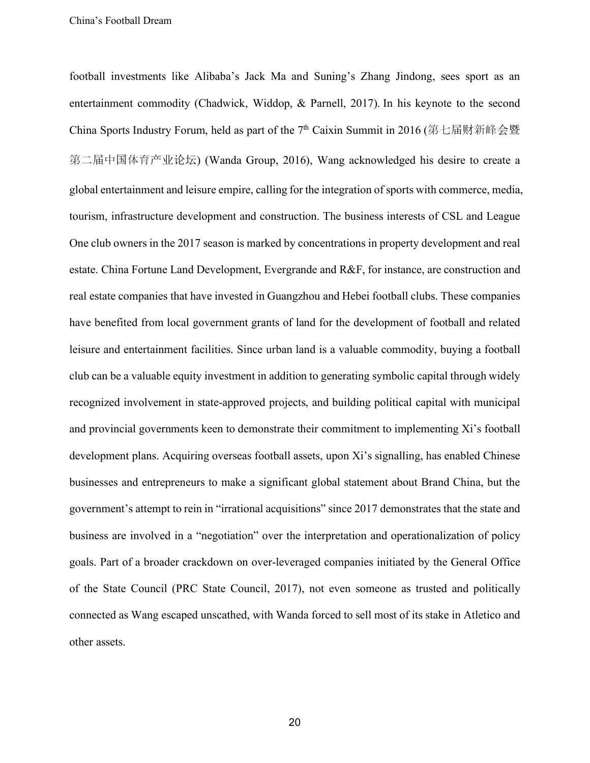football investments like Alibaba's Jack Ma and Suning's Zhang Jindong, sees sport as an entertainment commodity (Chadwick, Widdop, & Parnell, 2017). In his keynote to the second China Sports Industry Forum, held as part of the 7th Caixin Summit in 2016 (第七届财新峰会暨第二届中国体育产业论坛) (Wanda Group, 2016), Wang acknowledged his desire to create a global entertainment and leisure empire, calling for the integration of sports with commerce, media, tourism, infrastructure development and construction. The business interests of CSL and League One club owners in the 2017 season is marked by concentrations in property development and real estate. China Fortune Land Development, Evergrande and R&F, for instance, are construction and real estate companies that have invested in Guangzhou and Hebei football clubs. These companies have benefited from local government grants of land for the development of football and related leisure and entertainment facilities. Since urban land is a valuable commodity, buying a football club can be a valuable equity investment in addition to generating symbolic capital through widely recognized involvement in state-approved projects, and building political capital with municipal and provincial governments keen to demonstrate their commitment to implementing Xi's football development plans. Acquiring overseas football assets, upon Xi's signalling, has enabled Chinese businesses and entrepreneurs to make a significant global statement about Brand China, but the government's attempt to rein in "irrational acquisitions" since 2017 demonstrates that the state and business are involved in a "negotiation" over the interpretation and operationalization of policy goals. Part of a broader crackdown on over-leveraged companies initiated by the General Office of the State Council (PRC State Council, 2017), not even someone as trusted and politically connected as Wang escaped unscathed, with Wanda forced to sell most of its stake in Atletico and other assets.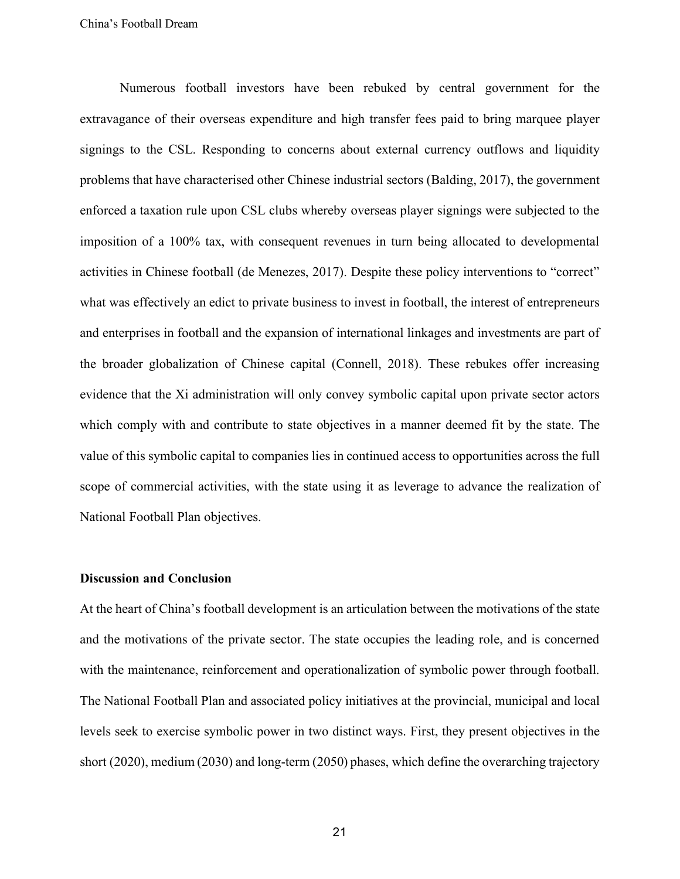Numerous football investors have been rebuked by central government for the extravagance of their overseas expenditure and high transfer fees paid to bring marquee player signings to the CSL. Responding to concerns about external currency outflows and liquidity problems that have characterised other Chinese industrial sectors (Balding, 2017), the government enforced a taxation rule upon CSL clubs whereby overseas player signings were subjected to the imposition of a 100% tax, with consequent revenues in turn being allocated to developmental activities in Chinese football (de Menezes, 2017). Despite these policy interventions to "correct" what was effectively an edict to private business to invest in football, the interest of entrepreneurs and enterprises in football and the expansion of international linkages and investments are part of the broader globalization of Chinese capital (Connell, 2018). These rebukes offer increasing evidence that the Xi administration will only convey symbolic capital upon private sector actors which comply with and contribute to state objectives in a manner deemed fit by the state. The value of this symbolic capital to companies lies in continued access to opportunities across the full scope of commercial activities, with the state using it as leverage to advance the realization of National Football Plan objectives.

## Discussion and Conclusion

At the heart of China's football development is an articulation between the motivations of the state and the motivations of the private sector. The state occupies the leading role, and is concerned with the maintenance, reinforcement and operationalization of symbolic power through football. The National Football Plan and associated policy initiatives at the provincial, municipal and local levels seek to exercise symbolic power in two distinct ways. First, they present objectives in the short (2020), medium (2030) and long-term (2050) phases, which define the overarching trajectory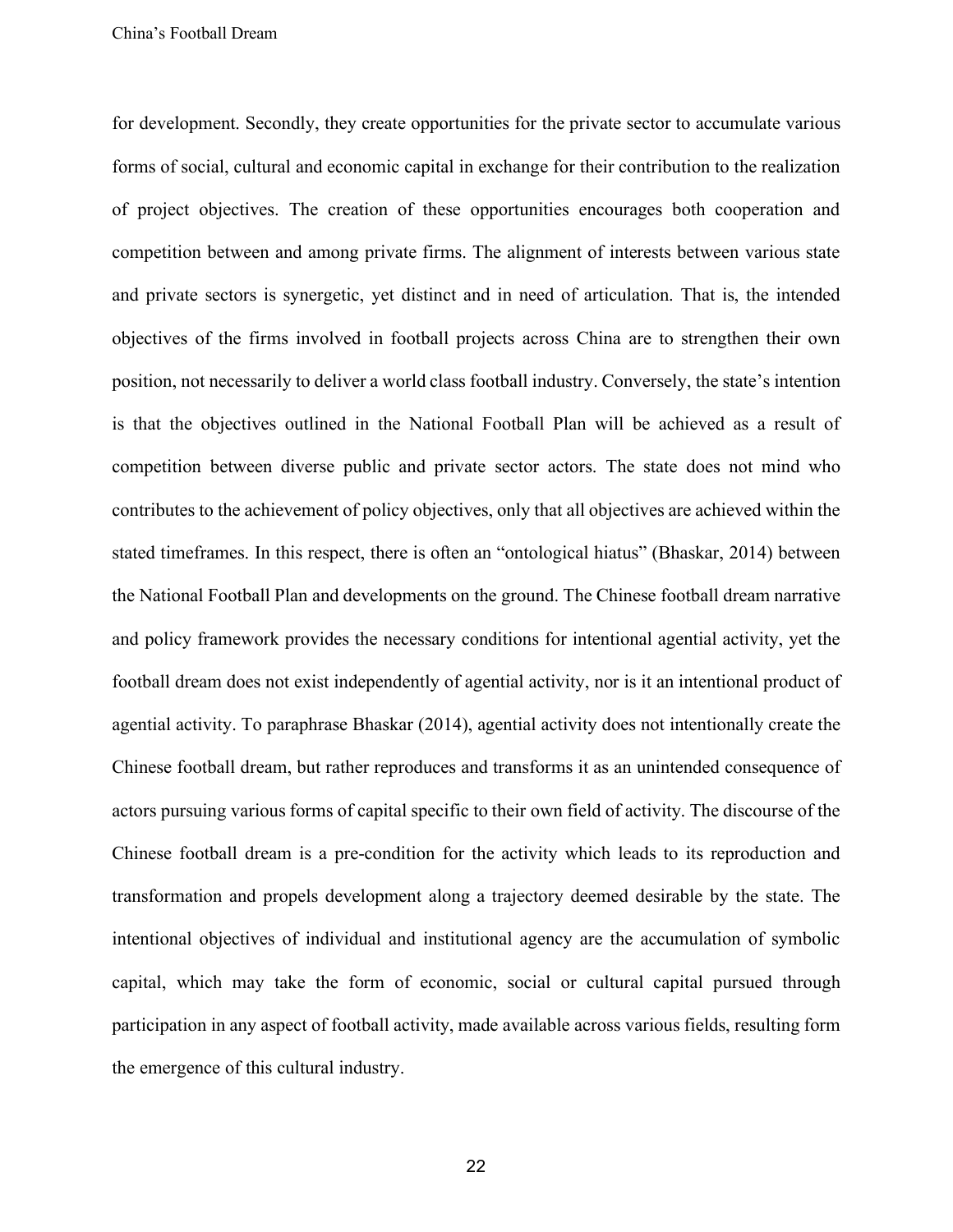for development. Secondly, they create opportunities for the private sector to accumulate various forms of social, cultural and economic capital in exchange for their contribution to the realization of project objectives. The creation of these opportunities encourages both cooperation and competition between and among private firms. The alignment of interests between various state and private sectors is synergetic, yet distinct and in need of articulation. That is, the intended objectives of the firms involved in football projects across China are to strengthen their own position, not necessarily to deliver a world class football industry. Conversely, the state's intention is that the objectives outlined in the National Football Plan will be achieved as a result of competition between diverse public and private sector actors. The state does not mind who contributes to the achievement of policy objectives, only that all objectives are achieved within the stated timeframes. In this respect, there is often an "ontological hiatus" (Bhaskar, 2014) between the National Football Plan and developments on the ground. The Chinese football dream narrative and policy framework provides the necessary conditions for intentional agential activity, yet the football dream does not exist independently of agential activity, nor is it an intentional product of agential activity. To paraphrase Bhaskar (2014), agential activity does not intentionally create the Chinese football dream, but rather reproduces and transforms it as an unintended consequence of actors pursuing various forms of capital specific to their own field of activity. The discourse of the Chinese football dream is a pre-condition for the activity which leads to its reproduction and transformation and propels development along a trajectory deemed desirable by the state. The intentional objectives of individual and institutional agency are the accumulation of symbolic capital, which may take the form of economic, social or cultural capital pursued through participation in any aspect of football activity, made available across various fields, resulting form the emergence of this cultural industry.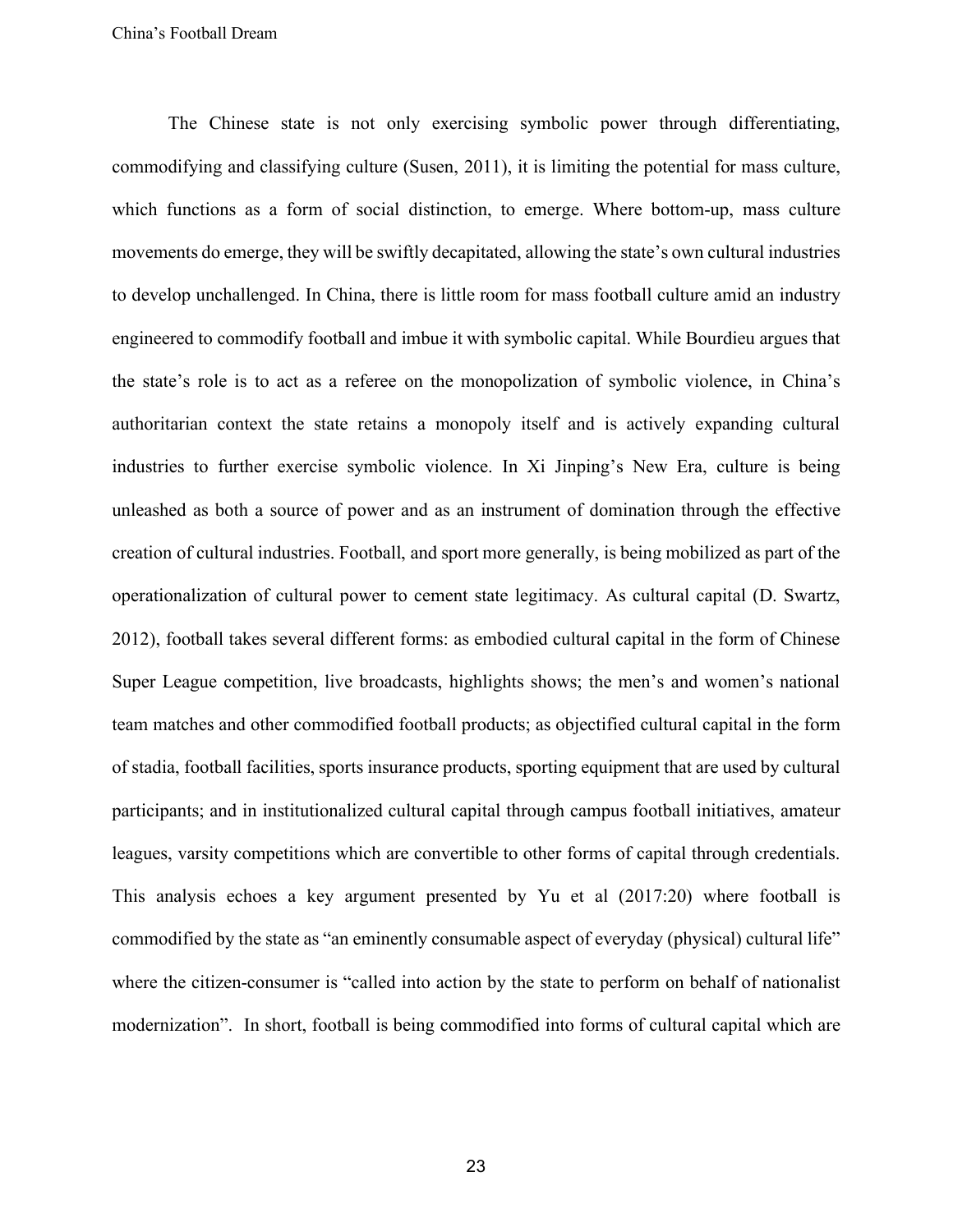The Chinese state is not only exercising symbolic power through differentiating, commodifying and classifying culture (Susen, 2011), it is limiting the potential for mass culture, which functions as a form of social distinction, to emerge. Where bottom-up, mass culture movements do emerge, they will be swiftly decapitated, allowing the state's own cultural industries to develop unchallenged. In China, there is little room for mass football culture amid an industry engineered to commodify football and imbue it with symbolic capital. While Bourdieu argues that the state's role is to act as a referee on the monopolization of symbolic violence, in China's authoritarian context the state retains a monopoly itself and is actively expanding cultural industries to further exercise symbolic violence. In Xi Jinping's New Era, culture is being unleashed as both a source of power and as an instrument of domination through the effective creation of cultural industries. Football, and sport more generally, is being mobilized as part of the operationalization of cultural power to cement state legitimacy. As cultural capital (D. Swartz, 2012), football takes several different forms: as embodied cultural capital in the form of Chinese Super League competition, live broadcasts, highlights shows; the men's and women's national team matches and other commodified football products; as objectified cultural capital in the form of stadia, football facilities, sports insurance products, sporting equipment that are used by cultural participants; and in institutionalized cultural capital through campus football initiatives, amateur leagues, varsity competitions which are convertible to other forms of capital through credentials. This analysis echoes a key argument presented by Yu et al (2017:20) where football is commodified by the state as "an eminently consumable aspect of everyday (physical) cultural life" where the citizen-consumer is "called into action by the state to perform on behalf of nationalist modernization". In short, football is being commodified into forms of cultural capital which are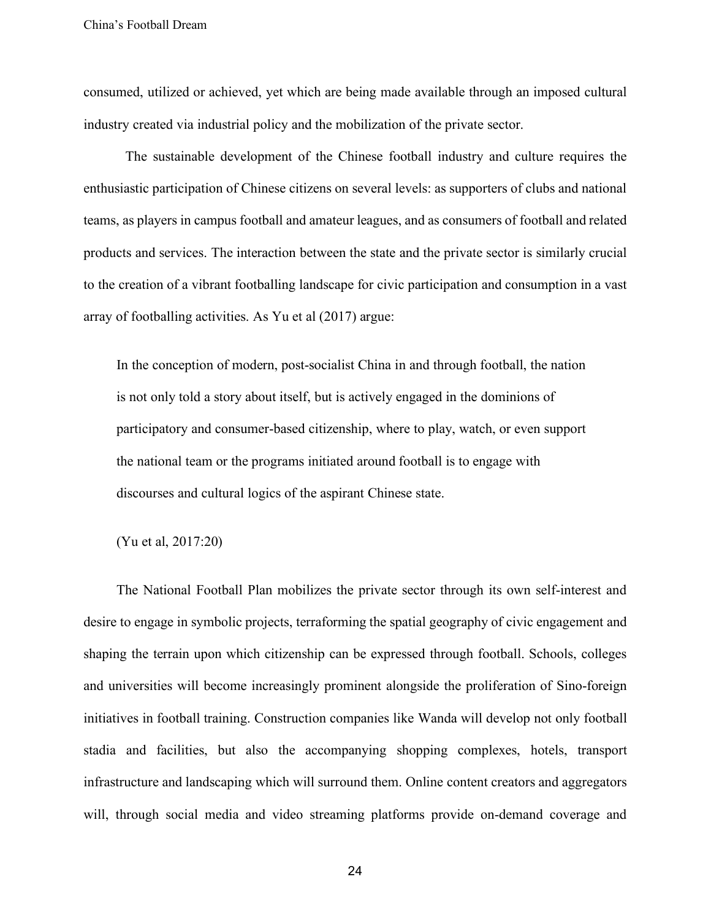consumed, utilized or achieved, yet which are being made available through an imposed cultural industry created via industrial policy and the mobilization of the private sector.

The sustainable development of the Chinese football industry and culture requires the enthusiastic participation of Chinese citizens on several levels: as supporters of clubs and national teams, as players in campus football and amateur leagues, and as consumers of football and related products and services. The interaction between the state and the private sector is similarly crucial to the creation of a vibrant footballing landscape for civic participation and consumption in a vast array of footballing activities. As Yu et al (2017) argue:

> In the conception of modern, post-socialist China in and through football, the nation is not only told a story about itself, but is actively engaged in the dominions of participatory and consumer-based citizenship, where to play, watch, or even support the national team or the programs initiated around football is to engage with discourses and cultural logics of the aspirant Chinese state.
>
> (Yu et al, 2017:20)

The National Football Plan mobilizes the private sector through its own self-interest and desire to engage in symbolic projects, terraforming the spatial geography of civic engagement and shaping the terrain upon which citizenship can be expressed through football. Schools, colleges and universities will become increasingly prominent alongside the proliferation of Sino-foreign initiatives in football training. Construction companies like Wanda will develop not only football stadia and facilities, but also the accompanying shopping complexes, hotels, transport infrastructure and landscaping which will surround them. Online content creators and aggregators will, through social media and video streaming platforms provide on-demand coverage and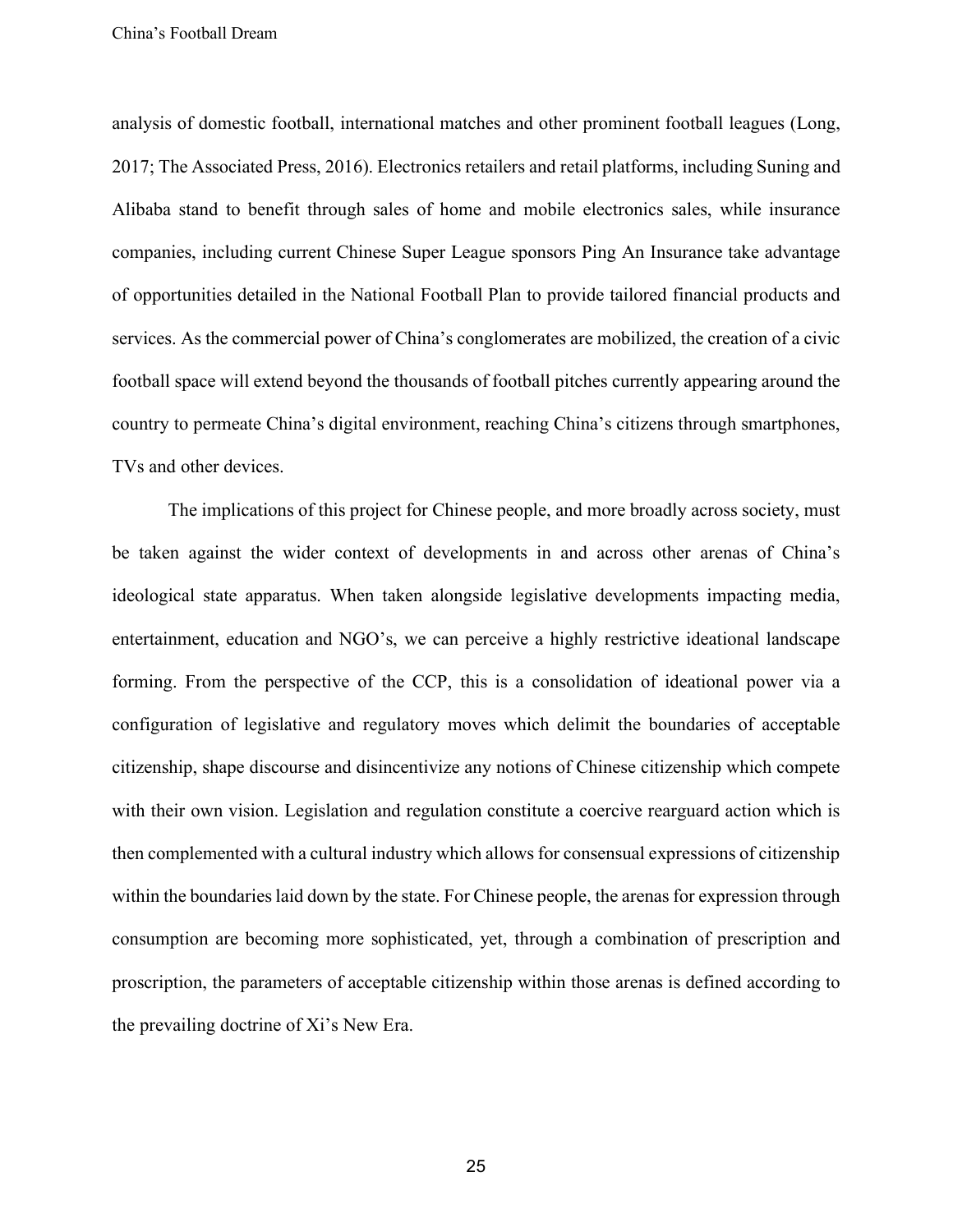analysis of domestic football, international matches and other prominent football leagues (Long, 2017; The Associated Press, 2016). Electronics retailers and retail platforms, including Suning and Alibaba stand to benefit through sales of home and mobile electronics sales, while insurance companies, including current Chinese Super League sponsors Ping An Insurance take advantage of opportunities detailed in the National Football Plan to provide tailored financial products and services. As the commercial power of China's conglomerates are mobilized, the creation of a civic football space will extend beyond the thousands of football pitches currently appearing around the country to permeate China's digital environment, reaching China's citizens through smartphones, TVs and other devices.

The implications of this project for Chinese people, and more broadly across society, must be taken against the wider context of developments in and across other arenas of China's ideological state apparatus. When taken alongside legislative developments impacting media, entertainment, education and NGO's, we can perceive a highly restrictive ideational landscape forming. From the perspective of the CCP, this is a consolidation of ideational power via a configuration of legislative and regulatory moves which delimit the boundaries of acceptable citizenship, shape discourse and disincentivize any notions of Chinese citizenship which compete with their own vision. Legislation and regulation constitute a coercive rearguard action which is then complemented with a cultural industry which allows for consensual expressions of citizenship within the boundaries laid down by the state. For Chinese people, the arenas for expression through consumption are becoming more sophisticated, yet, through a combination of prescription and proscription, the parameters of acceptable citizenship within those arenas is defined according to the prevailing doctrine of Xi's New Era.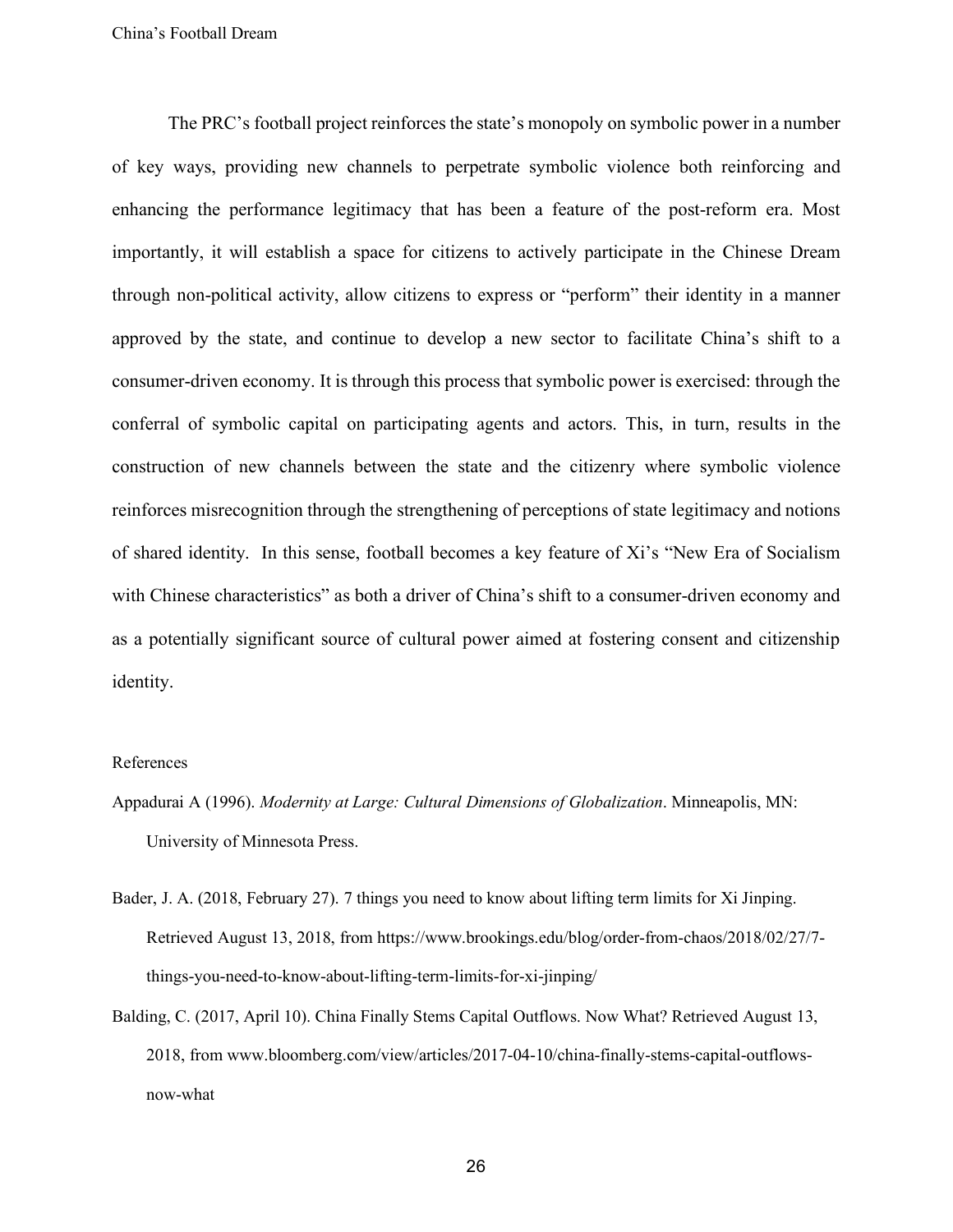The PRC's football project reinforces the state's monopoly on symbolic power in a number of key ways, providing new channels to perpetrate symbolic violence both reinforcing and enhancing the performance legitimacy that has been a feature of the post-reform era. Most importantly, it will establish a space for citizens to actively participate in the Chinese Dream through non-political activity, allow citizens to express or "perform" their identity in a manner approved by the state, and continue to develop a new sector to facilitate China's shift to a consumer-driven economy. It is through this process that symbolic power is exercised: through the conferral of symbolic capital on participating agents and actors. This, in turn, results in the construction of new channels between the state and the citizenry where symbolic violence reinforces misrecognition through the strengthening of perceptions of state legitimacy and notions of shared identity. In this sense, football becomes a key feature of Xi's "New Era of Socialism with Chinese characteristics" as both a driver of China's shift to a consumer-driven economy and as a potentially significant source of cultural power aimed at fostering consent and citizenship identity.

## References

Appadurai A (1996). *Modernity at Large: Cultural Dimensions of Globalization*. Minneapolis, MN: University of Minnesota Press.

Bader, J. A. (2018, February 27). 7 things you need to know about lifting term limits for Xi Jinping. Retrieved August 13, 2018, from https://www.brookings.edu/blog/order-from-chaos/2018/02/27/7-things-you-need-to-know-about-lifting-term-limits-for-xi-jinping/

Balding, C. (2017, April 10). China Finally Stems Capital Outflows. Now What? Retrieved August 13, 2018, from www.bloomberg.com/view/articles/2017-04-10/china-finally-stems-capital-outflows-now-what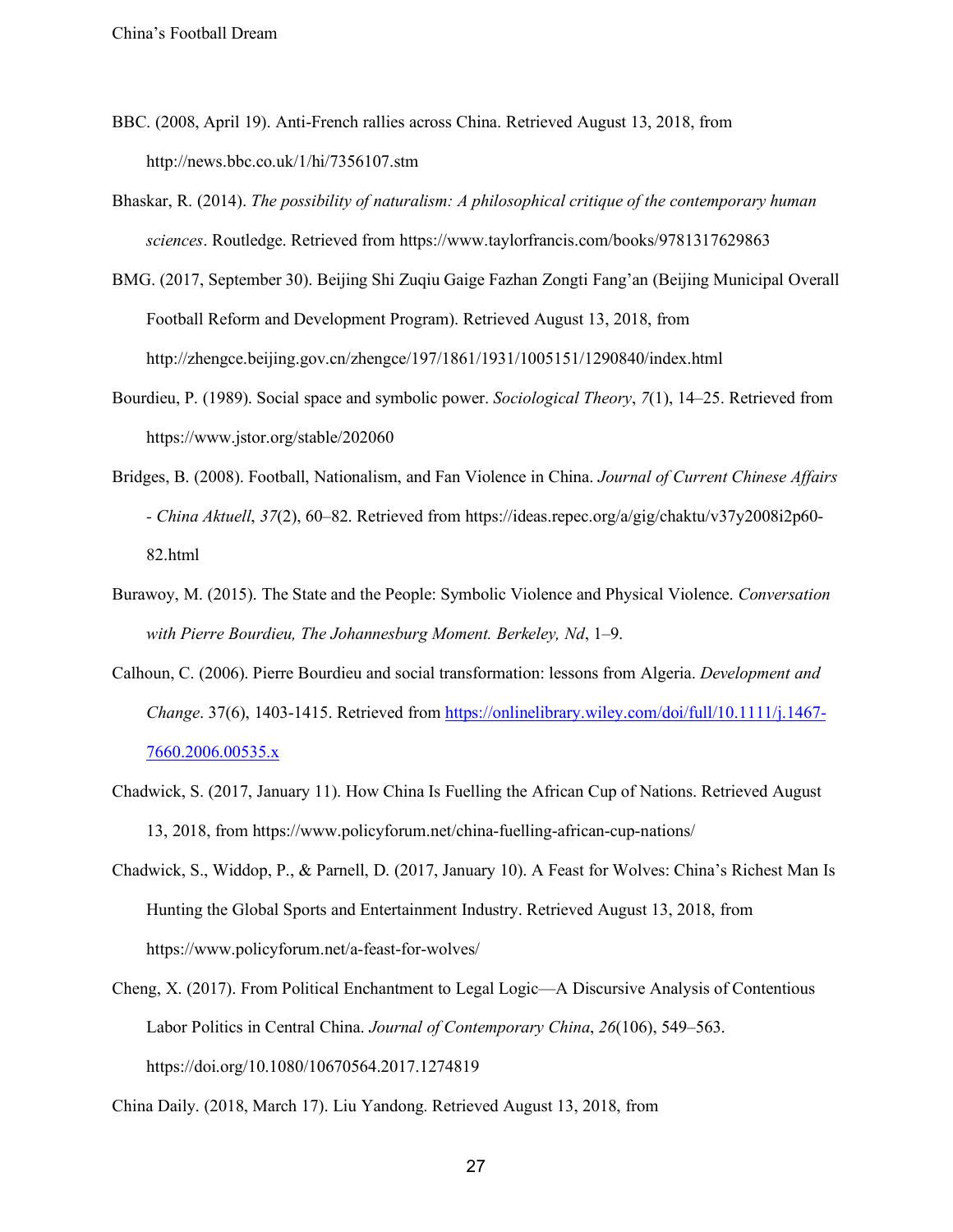BBC. (2008, April 19). Anti-French rallies across China. Retrieved August 13, 2018, from http://news.bbc.co.uk/1/hi/7356107.stm

Bhaskar, R. (2014). *The possibility of naturalism: A philosophical critique of the contemporary human sciences*. Routledge. Retrieved from https://www.taylorfrancis.com/books/9781317629863

BMG. (2017, September 30). Beijing Shi Zuqiu Gaige Fazhan Zongti Fang'an (Beijing Municipal Overall Football Reform and Development Program). Retrieved August 13, 2018, from http://zhengce.beijing.gov.cn/zhengce/197/1861/1931/1005151/1290840/index.html

Bourdieu, P. (1989). Social space and symbolic power. *Sociological Theory*, *7*(1), 14–25. Retrieved from https://www.jstor.org/stable/202060

Bridges, B. (2008). Football, Nationalism, and Fan Violence in China. *Journal of Current Chinese Affairs - China Aktuell*, *37*(2), 60–82. Retrieved from https://ideas.repec.org/a/gig/chaktu/v37y2008i2p60-82.html

Burawoy, M. (2015). The State and the People: Symbolic Violence and Physical Violence. *Conversation with Pierre Bourdieu, The Johannesburg Moment. Berkeley, Nd*, 1–9.

Calhoun, C. (2006). Pierre Bourdieu and social transformation: lessons from Algeria. *Development and Change*. 37(6), 1403-1415. Retrieved from https://onlinelibrary.wiley.com/doi/full/10.1111/j.1467-7660.2006.00535.x

Chadwick, S. (2017, January 11). How China Is Fuelling the African Cup of Nations. Retrieved August 13, 2018, from https://www.policyforum.net/china-fuelling-african-cup-nations/

Chadwick, S., Widdop, P., & Parnell, D. (2017, January 10). A Feast for Wolves: China's Richest Man Is Hunting the Global Sports and Entertainment Industry. Retrieved August 13, 2018, from https://www.policyforum.net/a-feast-for-wolves/

Cheng, X. (2017). From Political Enchantment to Legal Logic—A Discursive Analysis of Contentious Labor Politics in Central China. *Journal of Contemporary China*, *26*(106), 549–563. https://doi.org/10.1080/10670564.2017.1274819

China Daily. (2018, March 17). Liu Yandong. Retrieved August 13, 2018, from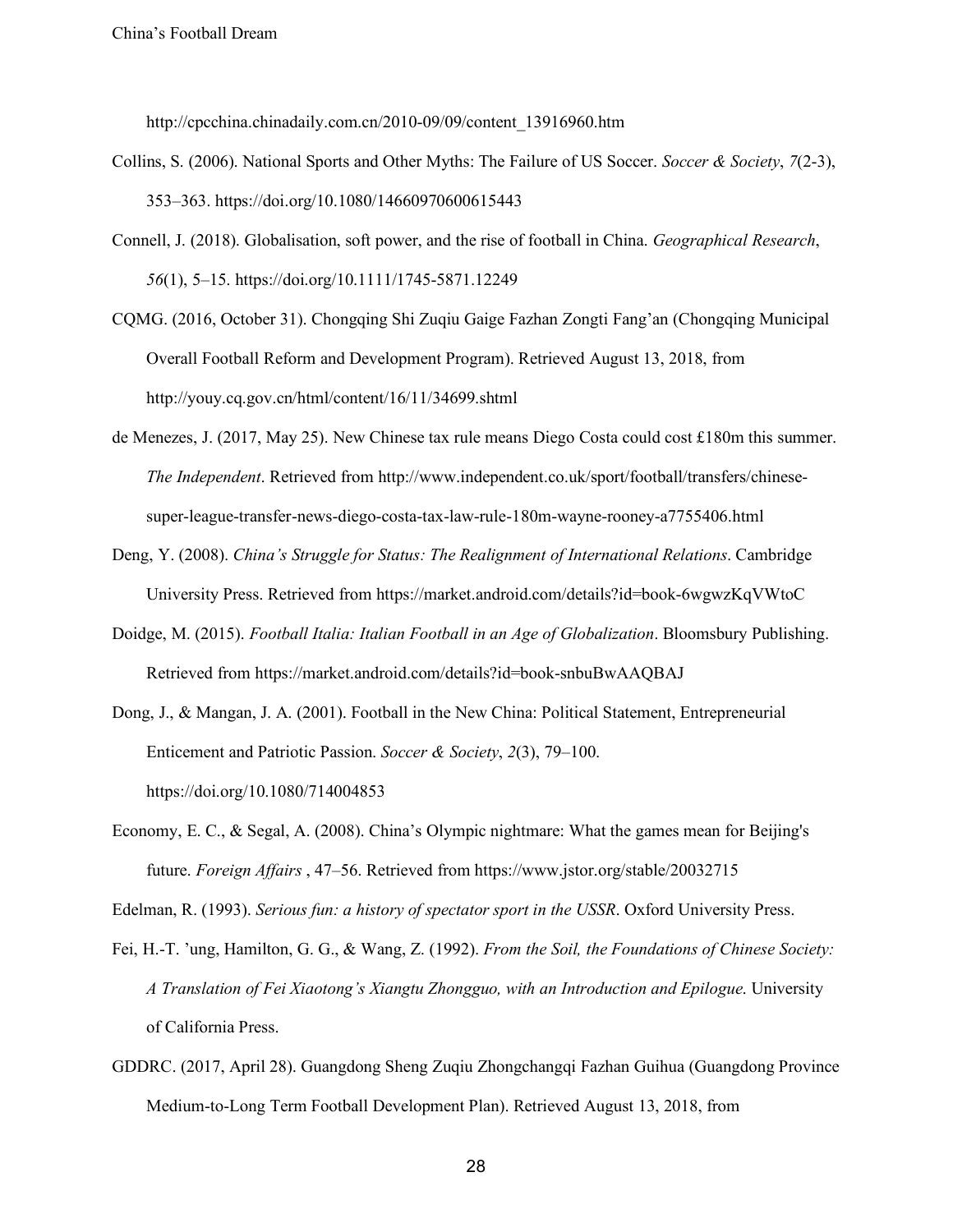http://cpcchina.chinadaily.com.cn/2010-09/09/content_13916960.htm

Collins, S. (2006). National Sports and Other Myths: The Failure of US Soccer. *Soccer & Society*, *7*(2-3), 353–363. https://doi.org/10.1080/14660970600615443

Connell, J. (2018). Globalisation, soft power, and the rise of football in China. *Geographical Research*, *56*(1), 5–15. https://doi.org/10.1111/1745-5871.12249

CQMG. (2016, October 31). Chongqing Shi Zuqiu Gaige Fazhan Zongti Fang'an (Chongqing Municipal Overall Football Reform and Development Program). Retrieved August 13, 2018, from http://youy.cq.gov.cn/html/content/16/11/34699.shtml

de Menezes, J. (2017, May 25). New Chinese tax rule means Diego Costa could cost £180m this summer. *The Independent*. Retrieved from http://www.independent.co.uk/sport/football/transfers/chinese-super-league-transfer-news-diego-costa-tax-law-rule-180m-wayne-rooney-a7755406.html

Deng, Y. (2008). *China's Struggle for Status: The Realignment of International Relations*. Cambridge University Press. Retrieved from https://market.android.com/details?id=book-6wgwzKqVWtoC

Doidge, M. (2015). *Football Italia: Italian Football in an Age of Globalization*. Bloomsbury Publishing. Retrieved from https://market.android.com/details?id=book-snbuBwAAQBAJ

Dong, J., & Mangan, J. A. (2001). Football in the New China: Political Statement, Entrepreneurial Enticement and Patriotic Passion. *Soccer & Society*, *2*(3), 79–100. https://doi.org/10.1080/714004853

Economy, E. C., & Segal, A. (2008). China's Olympic nightmare: What the games mean for Beijing's future. *Foreign Affairs* , 47–56. Retrieved from https://www.jstor.org/stable/20032715

Edelman, R. (1993). *Serious fun: a history of spectator sport in the USSR*. Oxford University Press.

Fei, H.-T. 'ung, Hamilton, G. G., & Wang, Z. (1992). *From the Soil, the Foundations of Chinese Society: A Translation of Fei Xiaotong's Xiangtu Zhongguo, with an Introduction and Epilogue*. University of California Press.

GDDRC. (2017, April 28). Guangdong Sheng Zuqiu Zhongchangqi Fazhan Guihua (Guangdong Province Medium-to-Long Term Football Development Plan). Retrieved August 13, 2018, from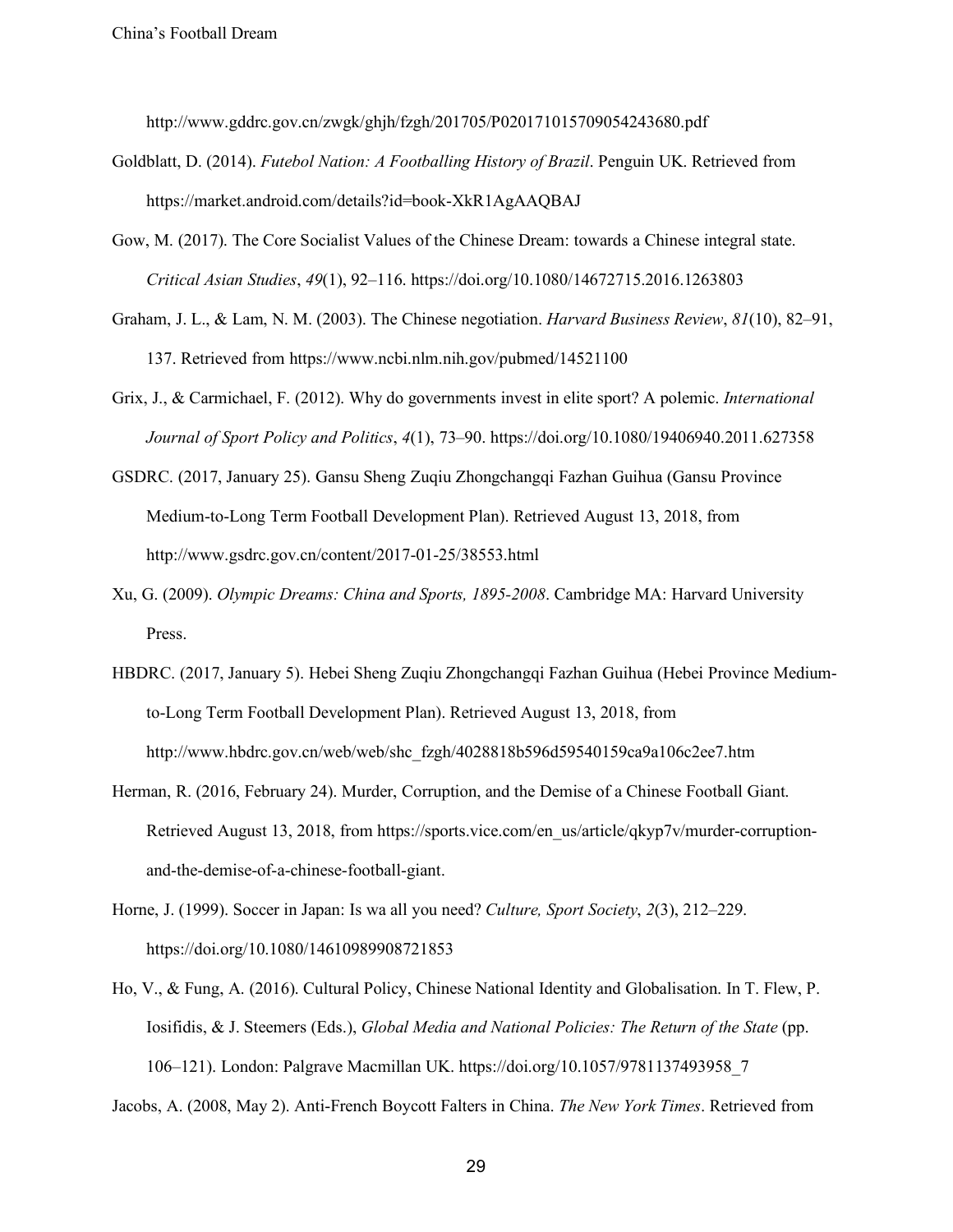http://www.gddrc.gov.cn/zwgk/ghjh/fzgh/201705/P020171015709054243680.pdf

Goldblatt, D. (2014). *Futebol Nation: A Footballing History of Brazil*. Penguin UK. Retrieved from https://market.android.com/details?id=book-XkR1AgAAQBAJ

Gow, M. (2017). The Core Socialist Values of the Chinese Dream: towards a Chinese integral state. *Critical Asian Studies*, *49*(1), 92–116. https://doi.org/10.1080/14672715.2016.1263803

Graham, J. L., & Lam, N. M. (2003). The Chinese negotiation. *Harvard Business Review*, *81*(10), 82–91, 137. Retrieved from https://www.ncbi.nlm.nih.gov/pubmed/14521100

Grix, J., & Carmichael, F. (2012). Why do governments invest in elite sport? A polemic. *International Journal of Sport Policy and Politics*, *4*(1), 73–90. https://doi.org/10.1080/19406940.2011.627358

GSDRC. (2017, January 25). Gansu Sheng Zuqiu Zhongchangqi Fazhan Guihua (Gansu Province Medium-to-Long Term Football Development Plan). Retrieved August 13, 2018, from http://www.gsdrc.gov.cn/content/2017-01-25/38553.html

Xu, G. (2009). *Olympic Dreams: China and Sports, 1895-2008*. Cambridge MA: Harvard University Press.

HBDRC. (2017, January 5). Hebei Sheng Zuqiu Zhongchangqi Fazhan Guihua (Hebei Province Medium-to-Long Term Football Development Plan). Retrieved August 13, 2018, from http://www.hbdrc.gov.cn/web/web/shc_fzgh/4028818b596d59540159ca9a106c2ee7.htm

Herman, R. (2016, February 24). Murder, Corruption, and the Demise of a Chinese Football Giant. Retrieved August 13, 2018, from https://sports.vice.com/en_us/article/qkyp7v/murder-corruption-and-the-demise-of-a-chinese-football-giant.

Horne, J. (1999). Soccer in Japan: Is wa all you need? *Culture, Sport Society*, *2*(3), 212–229. https://doi.org/10.1080/14610989908721853

Ho, V., & Fung, A. (2016). Cultural Policy, Chinese National Identity and Globalisation. In T. Flew, P. Iosifidis, & J. Steemers (Eds.), *Global Media and National Policies: The Return of the State* (pp. 106–121). London: Palgrave Macmillan UK. https://doi.org/10.1057/9781137493958_7

Jacobs, A. (2008, May 2). Anti-French Boycott Falters in China. *The New York Times*. Retrieved from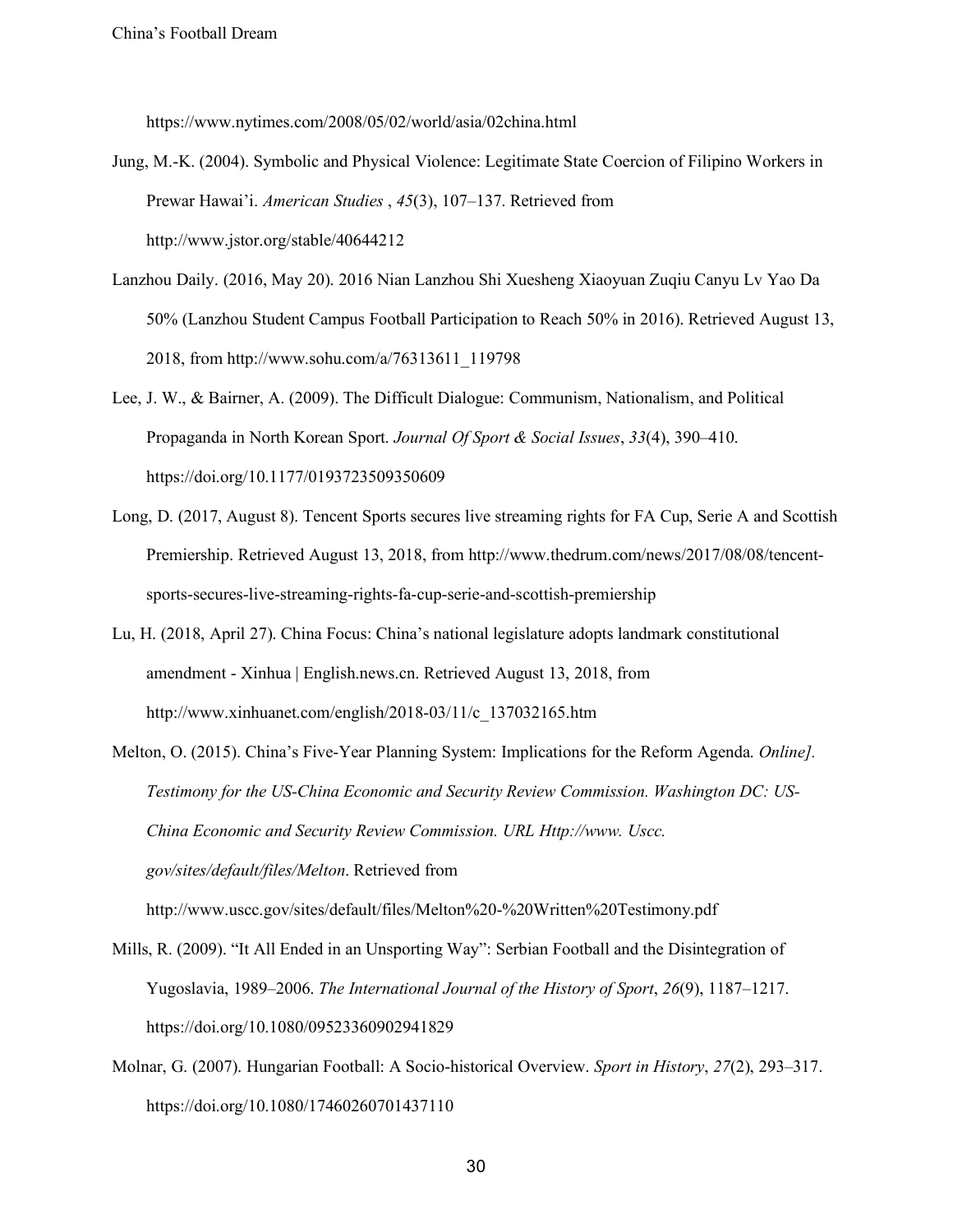https://www.nytimes.com/2008/05/02/world/asia/02china.html

Jung, M.-K. (2004). Symbolic and Physical Violence: Legitimate State Coercion of Filipino Workers in Prewar Hawai'i. *American Studies* , *45*(3), 107–137. Retrieved from http://www.jstor.org/stable/40644212

Lanzhou Daily. (2016, May 20). 2016 Nian Lanzhou Shi Xuesheng Xiaoyuan Zuqiu Canyu Lv Yao Da 50% (Lanzhou Student Campus Football Participation to Reach 50% in 2016). Retrieved August 13, 2018, from http://www.sohu.com/a/76313611_119798

Lee, J. W., & Bairner, A. (2009). The Difficult Dialogue: Communism, Nationalism, and Political Propaganda in North Korean Sport. *Journal Of Sport & Social Issues*, *33*(4), 390–410. https://doi.org/10.1177/0193723509350609

Long, D. (2017, August 8). Tencent Sports secures live streaming rights for FA Cup, Serie A and Scottish Premiership. Retrieved August 13, 2018, from http://www.thedrum.com/news/2017/08/08/tencent-sports-secures-live-streaming-rights-fa-cup-serie-and-scottish-premiership

Lu, H. (2018, April 27). China Focus: China's national legislature adopts landmark constitutional amendment - Xinhua | English.news.cn. Retrieved August 13, 2018, from http://www.xinhuanet.com/english/2018-03/11/c_137032165.htm

Melton, O. (2015). China's Five-Year Planning System: Implications for the Reform Agenda. *Online]. Testimony for the US-China Economic and Security Review Commission. Washington DC: US-China Economic and Security Review Commission. URL Http://www. Uscc. gov/sites/default/files/Melton*. Retrieved from http://www.uscc.gov/sites/default/files/Melton%20-%20Written%20Testimony.pdf

Mills, R. (2009). "It All Ended in an Unsporting Way": Serbian Football and the Disintegration of Yugoslavia, 1989–2006. *The International Journal of the History of Sport*, *26*(9), 1187–1217. https://doi.org/10.1080/09523360902941829

Molnar, G. (2007). Hungarian Football: A Socio-historical Overview. *Sport in History*, *27*(2), 293–317. https://doi.org/10.1080/17460260701437110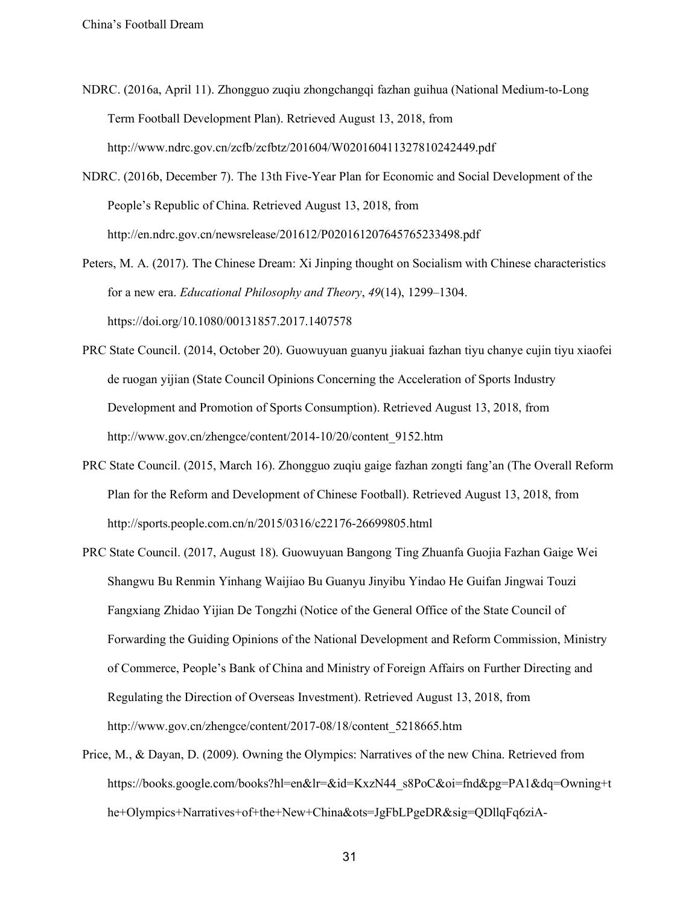NDRC. (2016a, April 11). Zhongguo zuqiu zhongchangqi fazhan guihua (National Medium-to-Long Term Football Development Plan). Retrieved August 13, 2018, from http://www.ndrc.gov.cn/zcfb/zcfbtz/201604/W020160411327810242449.pdf

NDRC. (2016b, December 7). The 13th Five-Year Plan for Economic and Social Development of the People's Republic of China. Retrieved August 13, 2018, from http://en.ndrc.gov.cn/newsrelease/201612/P020161207645765233498.pdf

Peters, M. A. (2017). The Chinese Dream: Xi Jinping thought on Socialism with Chinese characteristics for a new era. *Educational Philosophy and Theory*, *49*(14), 1299–1304. https://doi.org/10.1080/00131857.2017.1407578

PRC State Council. (2014, October 20). Guowuyuan guanyu jiakuai fazhan tiyu chanye cujin tiyu xiaofei de ruogan yijian (State Council Opinions Concerning the Acceleration of Sports Industry Development and Promotion of Sports Consumption). Retrieved August 13, 2018, from http://www.gov.cn/zhengce/content/2014-10/20/content_9152.htm

PRC State Council. (2015, March 16). Zhongguo zuqiu gaige fazhan zongti fang'an (The Overall Reform Plan for the Reform and Development of Chinese Football). Retrieved August 13, 2018, from http://sports.people.com.cn/n/2015/0316/c22176-26699805.html

PRC State Council. (2017, August 18). Guowuyuan Bangong Ting Zhuanfa Guojia Fazhan Gaige Wei Shangwu Bu Renmin Yinhang Waijiao Bu Guanyu Jinyibu Yindao He Guifan Jingwai Touzi Fangxiang Zhidao Yijian De Tongzhi (Notice of the General Office of the State Council of Forwarding the Guiding Opinions of the National Development and Reform Commission, Ministry of Commerce, People's Bank of China and Ministry of Foreign Affairs on Further Directing and Regulating the Direction of Overseas Investment). Retrieved August 13, 2018, from http://www.gov.cn/zhengce/content/2017-08/18/content_5218665.htm

Price, M., & Dayan, D. (2009). Owning the Olympics: Narratives of the new China. Retrieved from https://books.google.com/books?hl=en&lr=&id=KxzN44_s8PoC&oi=fnd&pg=PA1&dq=Owning+the+Olympics+Narratives+of+the+New+China&ots=JgFbLPgeDR&sig=QDllqFq6ziA-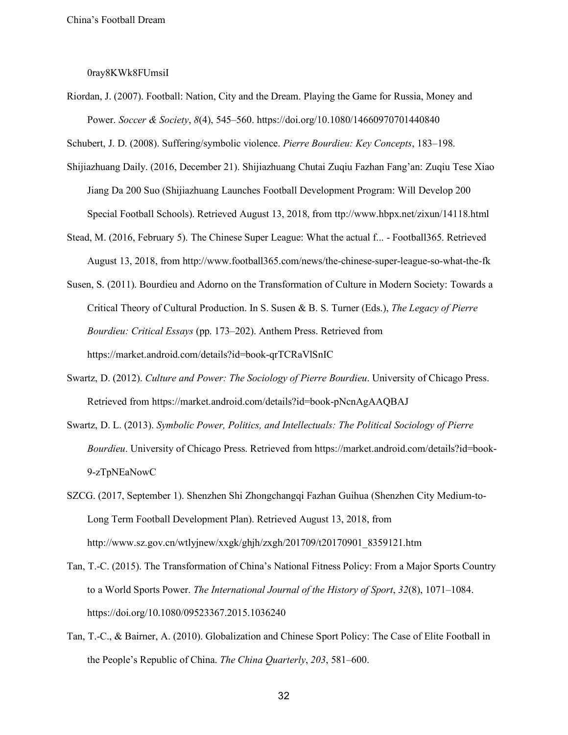0ray8KWk8FUmsiI

Riordan, J. (2007). Football: Nation, City and the Dream. Playing the Game for Russia, Money and Power. *Soccer & Society*, *8*(4), 545–560. https://doi.org/10.1080/14660970701440840

Schubert, J. D. (2008). Suffering/symbolic violence. *Pierre Bourdieu: Key Concepts*, 183–198.

Shijiazhuang Daily. (2016, December 21). Shijiazhuang Chutai Zuqiu Fazhan Fang'an: Zuqiu Tese Xiao Jiang Da 200 Suo (Shijiazhuang Launches Football Development Program: Will Develop 200 Special Football Schools). Retrieved August 13, 2018, from ttp://www.hbpx.net/zixun/14118.html

Stead, M. (2016, February 5). The Chinese Super League: What the actual f... - Football365. Retrieved August 13, 2018, from http://www.football365.com/news/the-chinese-super-league-so-what-the-fk

Susen, S. (2011). Bourdieu and Adorno on the Transformation of Culture in Modern Society: Towards a Critical Theory of Cultural Production. In S. Susen & B. S. Turner (Eds.), *The Legacy of Pierre Bourdieu: Critical Essays* (pp. 173–202). Anthem Press. Retrieved from https://market.android.com/details?id=book-qrTCRaVlSnIC

Swartz, D. (2012). *Culture and Power: The Sociology of Pierre Bourdieu*. University of Chicago Press. Retrieved from https://market.android.com/details?id=book-pNcnAgAAQBAJ

Swartz, D. L. (2013). *Symbolic Power, Politics, and Intellectuals: The Political Sociology of Pierre Bourdieu*. University of Chicago Press. Retrieved from https://market.android.com/details?id=book-9-zTpNEaNowC

SZCG. (2017, September 1). Shenzhen Shi Zhongchangqi Fazhan Guihua (Shenzhen City Medium-to-Long Term Football Development Plan). Retrieved August 13, 2018, from http://www.sz.gov.cn/wtlyjnew/xxgk/ghjh/zxgh/201709/t20170901_8359121.htm

Tan, T.-C. (2015). The Transformation of China's National Fitness Policy: From a Major Sports Country to a World Sports Power. *The International Journal of the History of Sport*, *32*(8), 1071–1084. https://doi.org/10.1080/09523367.2015.1036240

Tan, T.-C., & Bairner, A. (2010). Globalization and Chinese Sport Policy: The Case of Elite Football in the People's Republic of China. *The China Quarterly*, *203*, 581–600.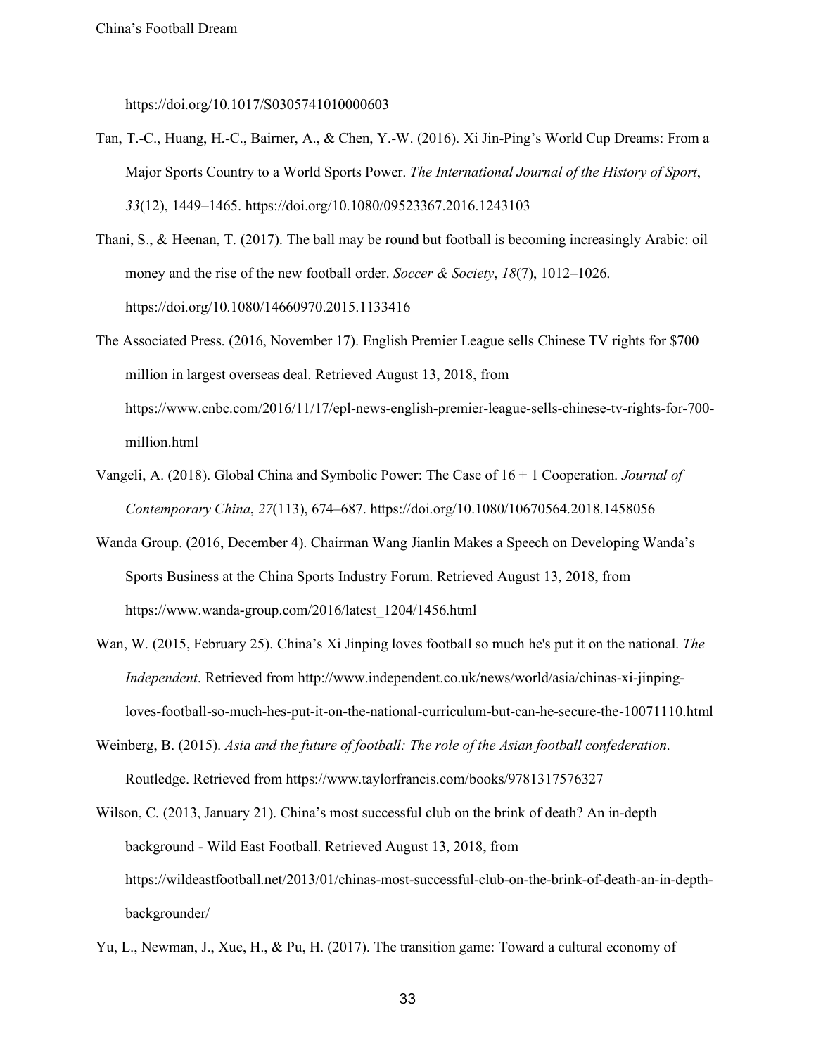https://doi.org/10.1017/S0305741010000603

Tan, T.-C., Huang, H.-C., Bairner, A., & Chen, Y.-W. (2016). Xi Jin-Ping's World Cup Dreams: From a Major Sports Country to a World Sports Power. *The International Journal of the History of Sport*, *33*(12), 1449–1465. https://doi.org/10.1080/09523367.2016.1243103

Thani, S., & Heenan, T. (2017). The ball may be round but football is becoming increasingly Arabic: oil money and the rise of the new football order. *Soccer & Society*, *18*(7), 1012–1026. https://doi.org/10.1080/14660970.2015.1133416

The Associated Press. (2016, November 17). English Premier League sells Chinese TV rights for $700 million in largest overseas deal. Retrieved August 13, 2018, from https://www.cnbc.com/2016/11/17/epl-news-english-premier-league-sells-chinese-tv-rights-for-700-million.html

Vangeli, A. (2018). Global China and Symbolic Power: The Case of 16 + 1 Cooperation. *Journal of Contemporary China*, *27*(113), 674–687. https://doi.org/10.1080/10670564.2018.1458056

Wanda Group. (2016, December 4). Chairman Wang Jianlin Makes a Speech on Developing Wanda's Sports Business at the China Sports Industry Forum. Retrieved August 13, 2018, from https://www.wanda-group.com/2016/latest_1204/1456.html

Wan, W. (2015, February 25). China's Xi Jinping loves football so much he's put it on the national. *The Independent*. Retrieved from http://www.independent.co.uk/news/world/asia/chinas-xi-jinping-loves-football-so-much-hes-put-it-on-the-national-curriculum-but-can-he-secure-the-10071110.html

Weinberg, B. (2015). *Asia and the future of football: The role of the Asian football confederation*. Routledge. Retrieved from https://www.taylorfrancis.com/books/9781317576327

Wilson, C. (2013, January 21). China's most successful club on the brink of death? An in-depth background - Wild East Football. Retrieved August 13, 2018, from https://wildeastfootball.net/2013/01/chinas-most-successful-club-on-the-brink-of-death-an-in-depth-backgrounder/

Yu, L., Newman, J., Xue, H., & Pu, H. (2017). The transition game: Toward a cultural economy of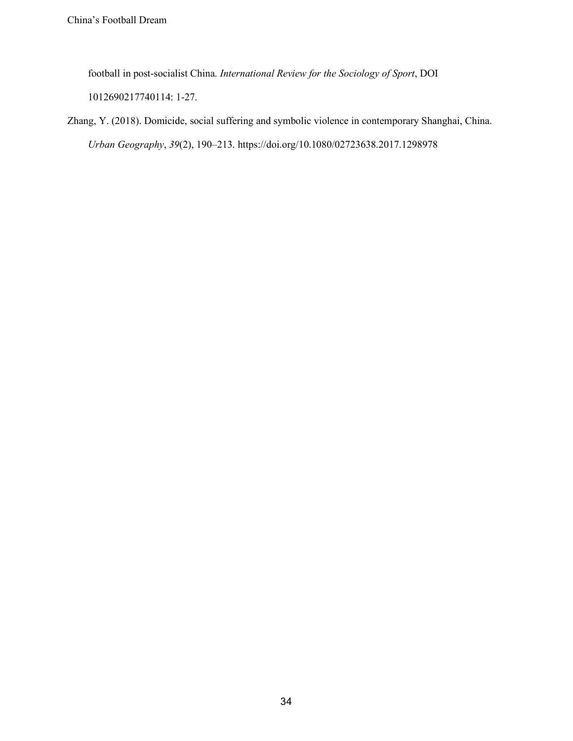football in post-socialist China. *International Review for the Sociology of Sport*, DOI 1012690217740114: 1-27.

Zhang, Y. (2018). Domicide, social suffering and symbolic violence in contemporary Shanghai, China. *Urban Geography*, *39*(2), 190–213. https://doi.org/10.1080/02723638.2017.1298978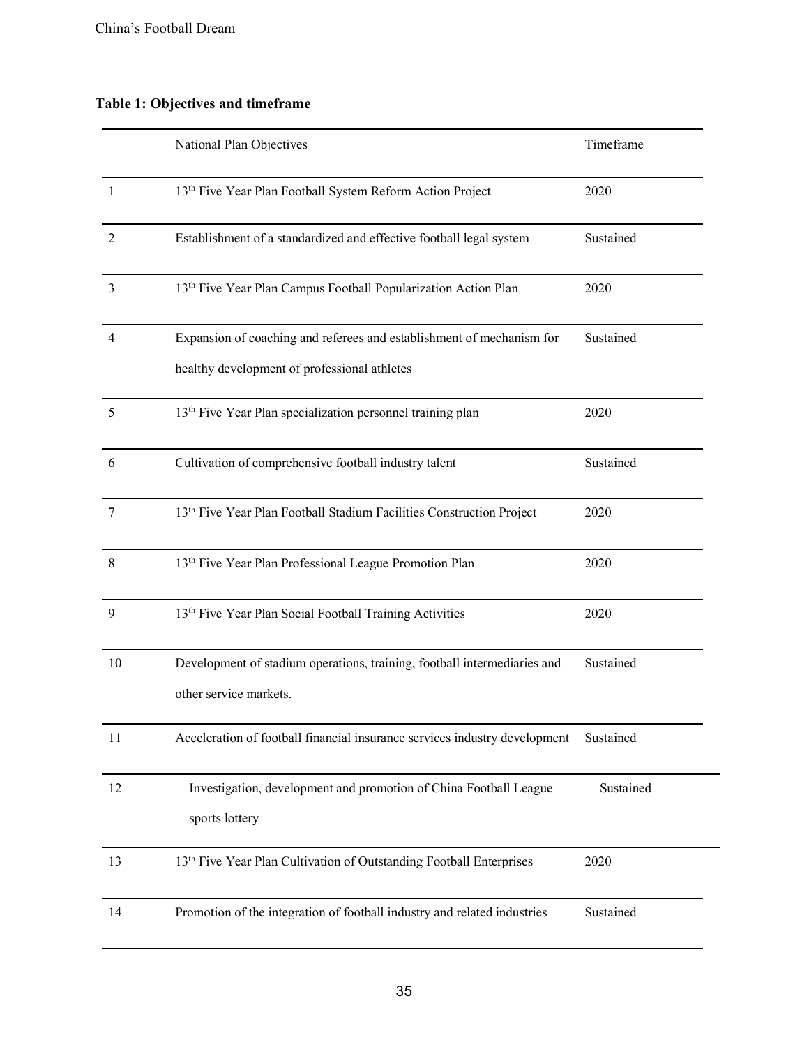**Table 1: Objectives and timeframe**

| | National Plan Objectives | Timeframe |
|---|---|---|
| 1 | 13th Five Year Plan Football System Reform Action Project | 2020 |
| 2 | Establishment of a standardized and effective football legal system | Sustained |
| 3 | 13th Five Year Plan Campus Football Popularization Action Plan | 2020 |
| 4 | Expansion of coaching and referees and establishment of mechanism for healthy development of professional athletes | Sustained |
| 5 | 13th Five Year Plan specialization personnel training plan | 2020 |
| 6 | Cultivation of comprehensive football industry talent | Sustained |
| 7 | 13th Five Year Plan Football Stadium Facilities Construction Project | 2020 |
| 8 | 13th Five Year Plan Professional League Promotion Plan | 2020 |
| 9 | 13th Five Year Plan Social Football Training Activities | 2020 |
| 10 | Development of stadium operations, training, football intermediaries and other service markets. | Sustained |
| 11 | Acceleration of football financial insurance services industry development | Sustained |
| 12 | Investigation, development and promotion of China Football League sports lottery | Sustained |
| 13 | 13th Five Year Plan Cultivation of Outstanding Football Enterprises | 2020 |
| 14 | Promotion of the integration of football industry and related industries | Sustained |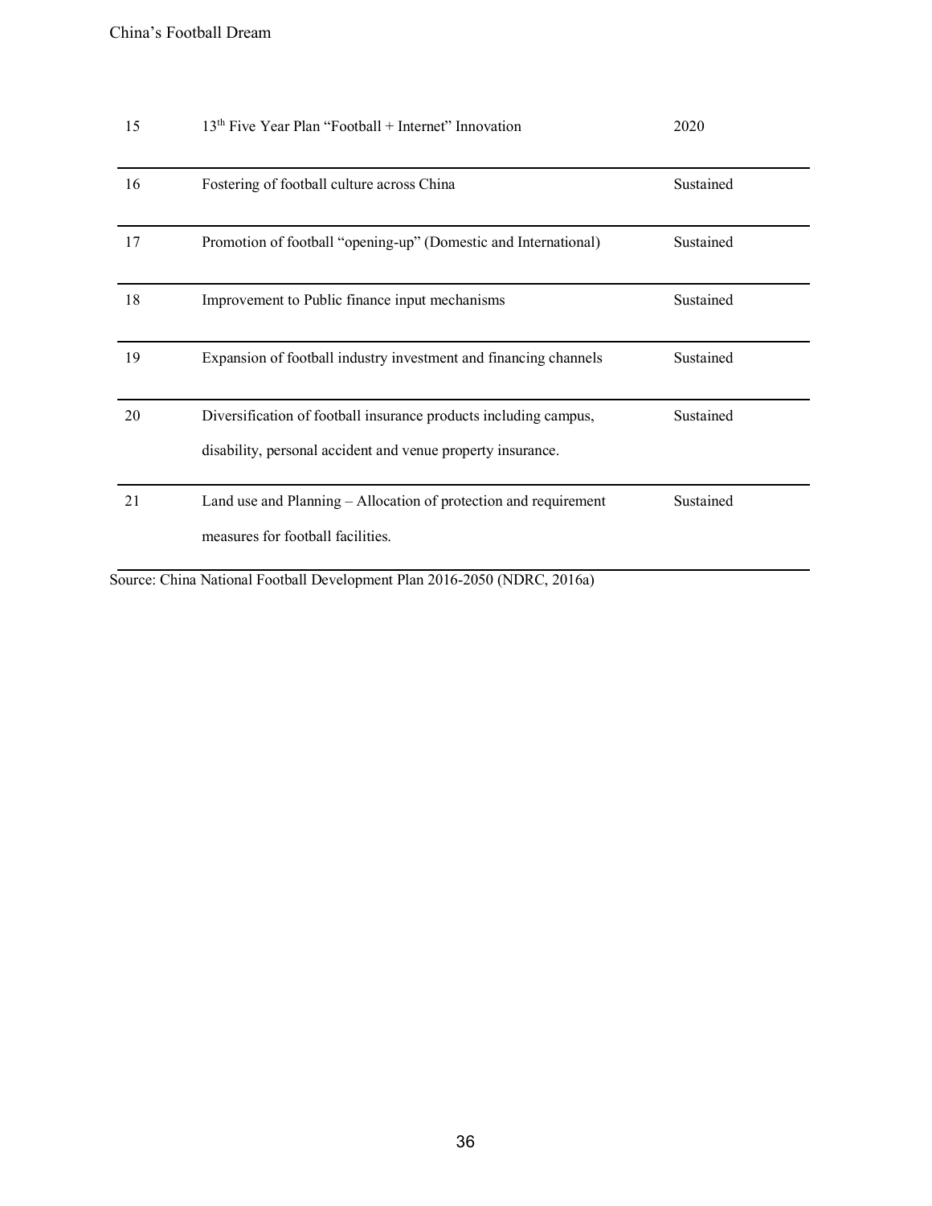| | | |
|---|---|---|
| 15 | 13th Five Year Plan "Football + Internet" Innovation | 2020 |
| 16 | Fostering of football culture across China | Sustained |
| 17 | Promotion of football "opening-up" (Domestic and International) | Sustained |
| 18 | Improvement to Public finance input mechanisms | Sustained |
| 19 | Expansion of football industry investment and financing channels | Sustained |
| 20 | Diversification of football insurance products including campus, disability, personal accident and venue property insurance. | Sustained |
| 21 | Land use and Planning – Allocation of protection and requirement measures for football facilities. | Sustained |

Source: China National Football Development Plan 2016-2050 (NDRC, 2016a)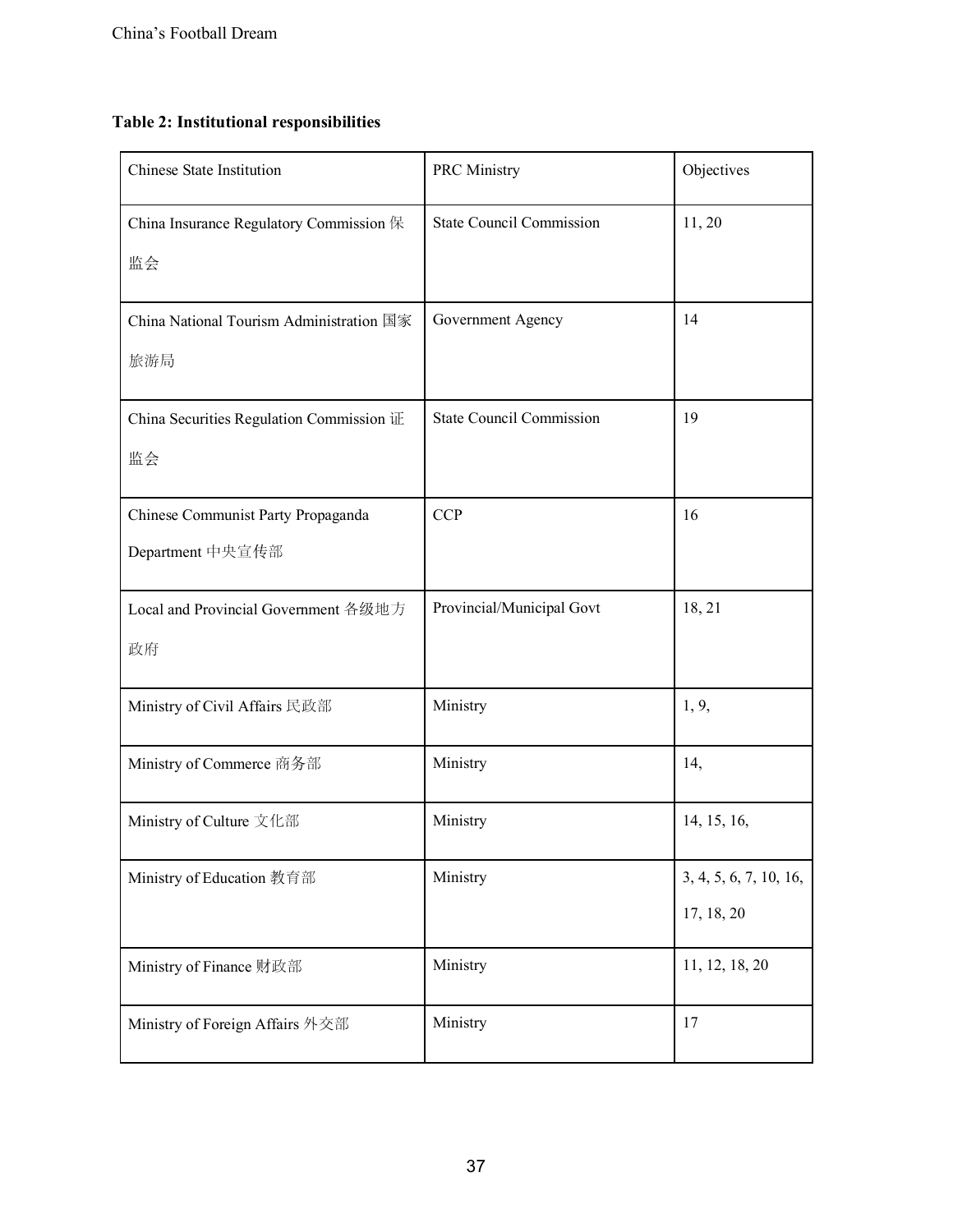**Table 2: Institutional responsibilities**

| Chinese State Institution | PRC Ministry | Objectives |
|---|---|---|
| China Insurance Regulatory Commission 保监会 | State Council Commission | 11, 20 |
| China National Tourism Administration 国家旅游局 | Government Agency | 14 |
| China Securities Regulation Commission 证监会 | State Council Commission | 19 |
| Chinese Communist Party Propaganda Department 中央宣传部 | CCP | 16 |
| Local and Provincial Government 各级地方政府 | Provincial/Municipal Govt | 18, 21 |
| Ministry of Civil Affairs 民政部 | Ministry | 1, 9, |
| Ministry of Commerce 商务部 | Ministry | 14, |
| Ministry of Culture 文化部 | Ministry | 14, 15, 16, |
| Ministry of Education 教育部 | Ministry | 3, 4, 5, 6, 7, 10, 16, 17, 18, 20 |
| Ministry of Finance 财政部 | Ministry | 11, 12, 18, 20 |
| Ministry of Foreign Affairs 外交部 | Ministry | 17 |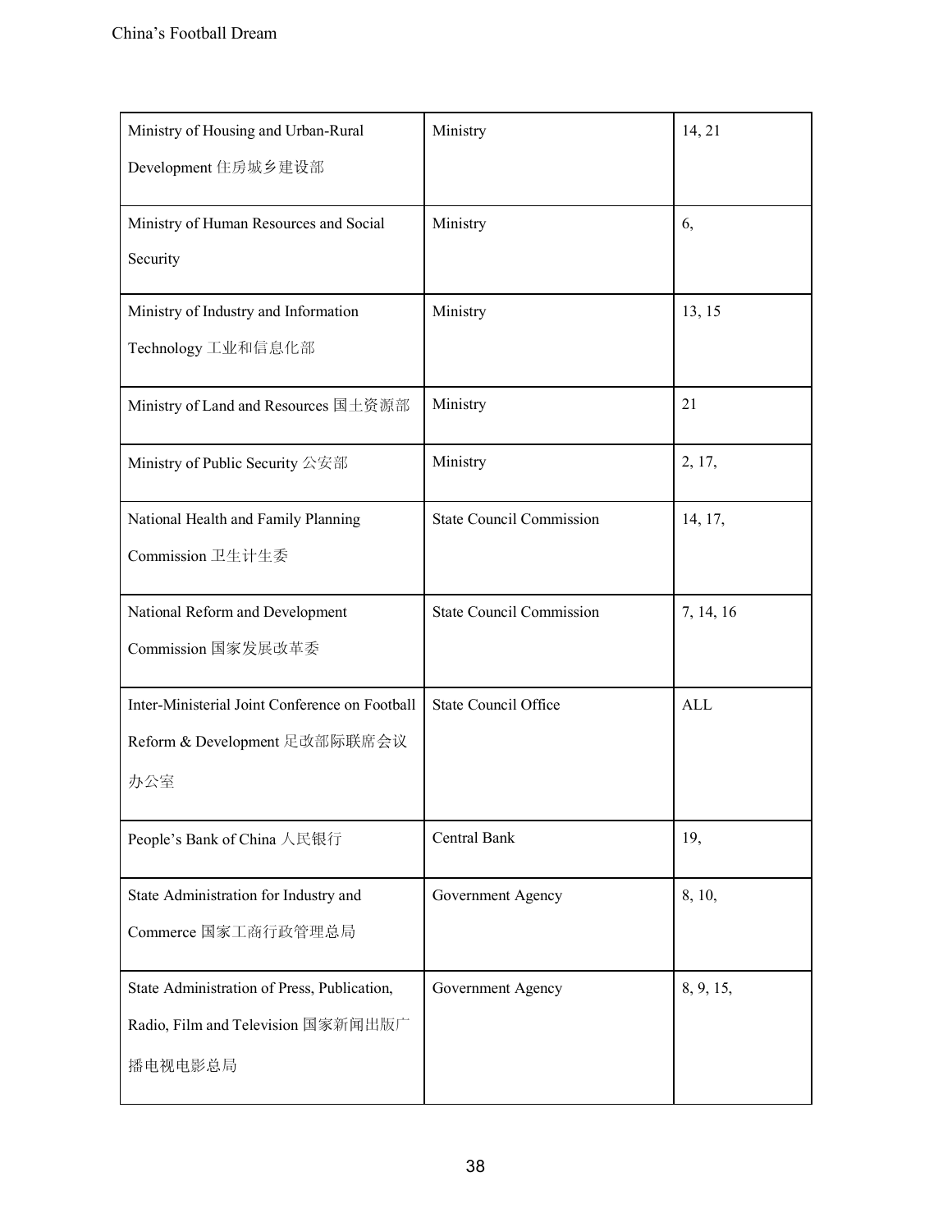| | | |
|---|---|---|
| Ministry of Housing and Urban-Rural Development 住房城乡建设部 | Ministry | 14, 21 |
| Ministry of Human Resources and Social Security | Ministry | 6, |
| Ministry of Industry and Information Technology 工业和信息化部 | Ministry | 13, 15 |
| Ministry of Land and Resources 国土资源部 | Ministry | 21 |
| Ministry of Public Security 公安部 | Ministry | 2, 17, |
| National Health and Family Planning Commission 卫生计生委 | State Council Commission | 14, 17, |
| National Reform and Development Commission 国家发展改革委 | State Council Commission | 7, 14, 16 |
| Inter-Ministerial Joint Conference on Football Reform & Development 足改部际联席会议办公室 | State Council Office | ALL |
| People's Bank of China 人民银行 | Central Bank | 19, |
| State Administration for Industry and Commerce 国家工商行政管理总局 | Government Agency | 8, 10, |
| State Administration of Press, Publication, Radio, Film and Television 国家新闻出版广播电视电影总局 | Government Agency | 8, 9, 15, |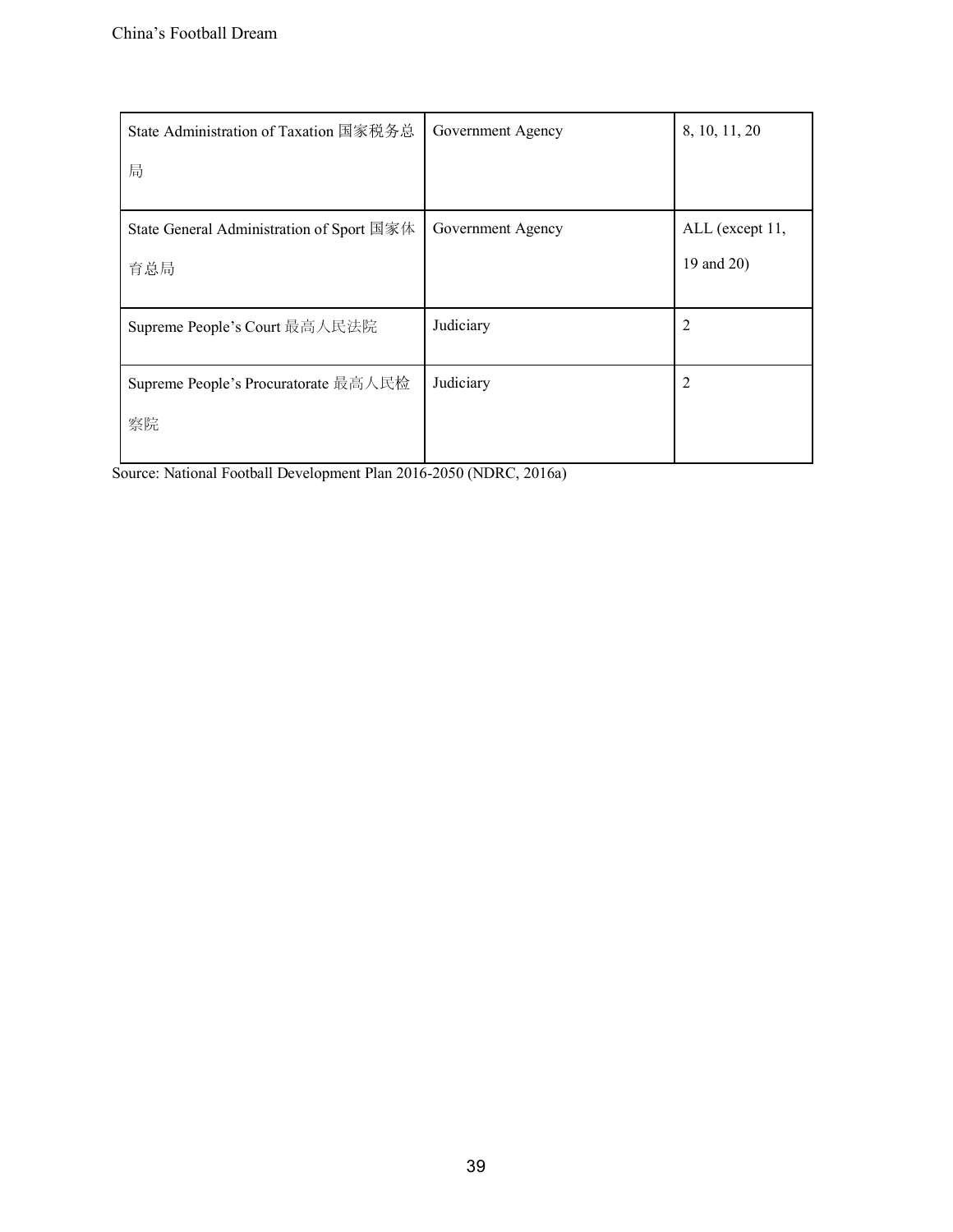| | | |
|---|---|---|
| State Administration of Taxation 国家税务总局 | Government Agency | 8, 10, 11, 20 |
| State General Administration of Sport 国家体育总局 | Government Agency | ALL (except 11, 19 and 20) |
| Supreme People's Court 最高人民法院 | Judiciary | 2 |
| Supreme People's Procuratorate 最高人民检察院 | Judiciary | 2 |

Source: National Football Development Plan 2016-2050 (NDRC, 2016a)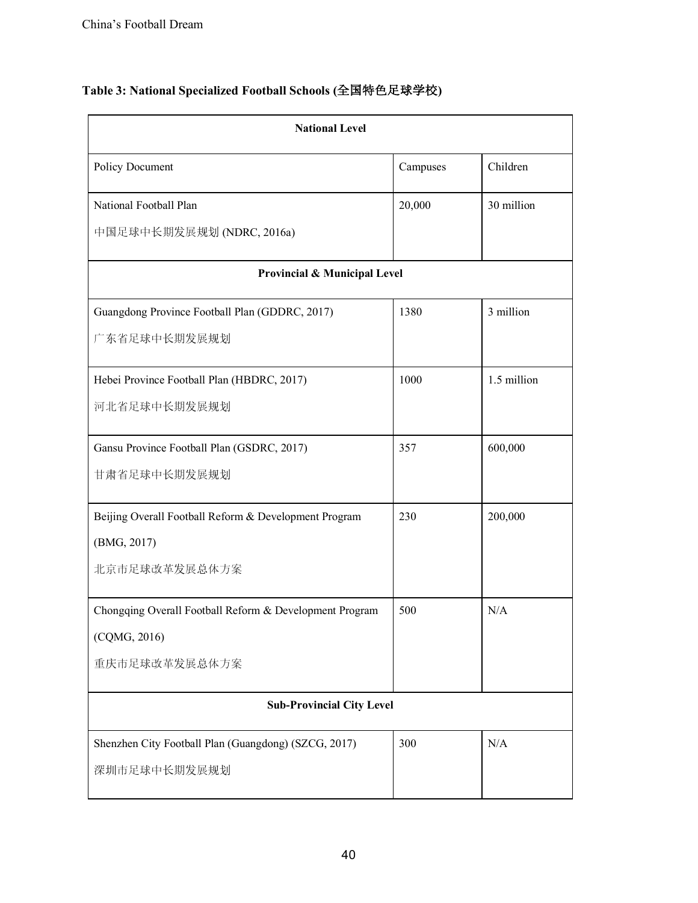**Table 3: National Specialized Football Schools (全国特色足球学校)**

| National Level | | |
|---|---|---|
| Policy Document | Campuses | Children |
| National Football Plan 中国足球中长期发展规划 (NDRC, 2016a) | 20,000 | 30 million |
| **Provincial & Municipal Level** | | |
| Guangdong Province Football Plan (GDDRC, 2017) 广东省足球中长期发展规划 | 1380 | 3 million |
| Hebei Province Football Plan (HBDRC, 2017) 河北省足球中长期发展规划 | 1000 | 1.5 million |
| Gansu Province Football Plan (GSDRC, 2017) 甘肃省足球中长期发展规划 | 357 | 600,000 |
| Beijing Overall Football Reform & Development Program (BMG, 2017) 北京市足球改革发展总体方案 | 230 | 200,000 |
| Chongqing Overall Football Reform & Development Program (CQMG, 2016) 重庆市足球改革发展总体方案 | 500 | N/A |
| **Sub-Provincial City Level** | | |
| Shenzhen City Football Plan (Guangdong) (SZCG, 2017) 深圳市足球中长期发展规划 | 300 | N/A |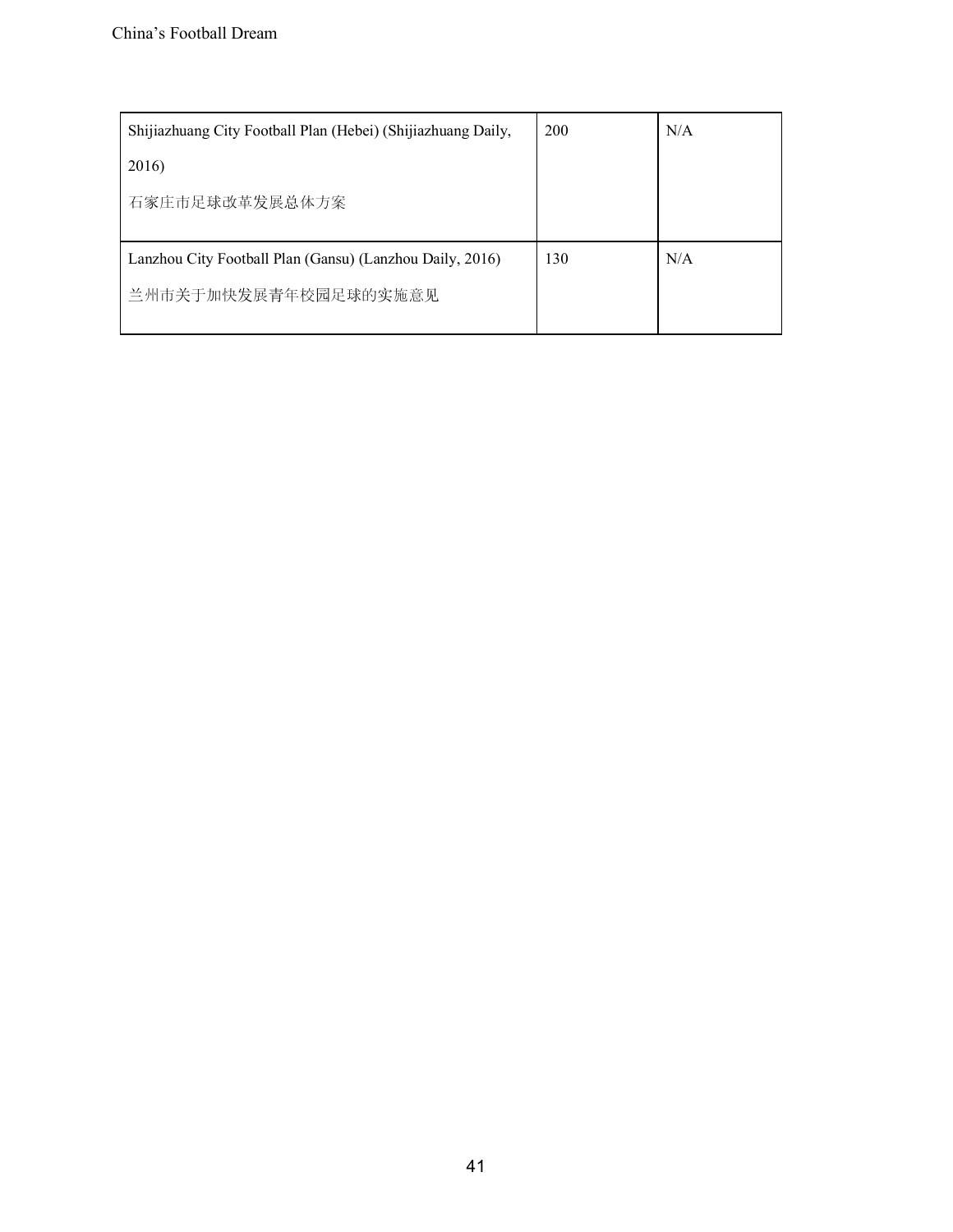| | | |
|---|---|---|
| Shijiazhuang City Football Plan (Hebei) (Shijiazhuang Daily, 2016)<br>石家庄市足球改革发展总体方案 | 200 | N/A |
| Lanzhou City Football Plan (Gansu) (Lanzhou Daily, 2016)<br>兰州市关于加快发展青年校园足球的实施意见 | 130 | N/A |